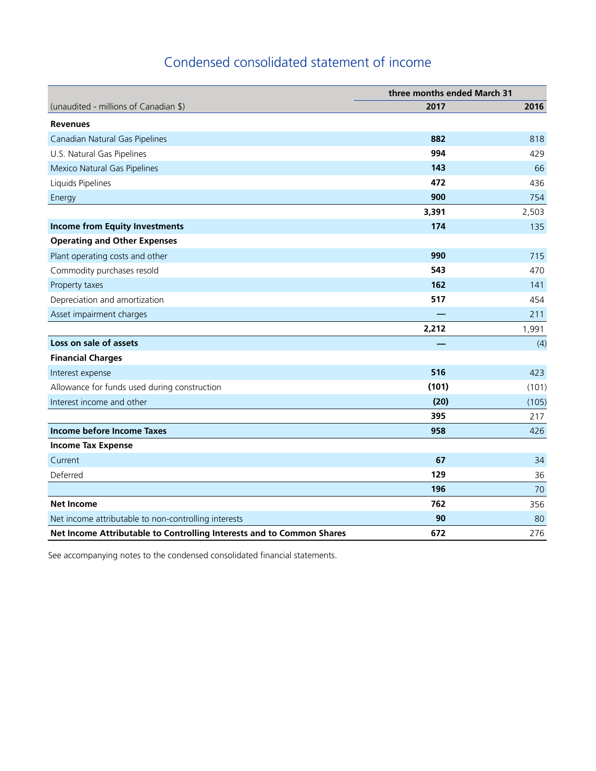# Condensed consolidated statement of income

| (unaudited - millions of Canadian $) | three months ended March 31 | |
|---|---|---|
| | **2017** | **2016** |
| **Revenues** | | |
| Canadian Natural Gas Pipelines | **882** | 818 |
| U.S. Natural Gas Pipelines | **994** | 429 |
| Mexico Natural Gas Pipelines | **143** | 66 |
| Liquids Pipelines | **472** | 436 |
| Energy | **900** | 754 |
| | **3,391** | 2,503 |
| **Income from Equity Investments** | **174** | 135 |
| **Operating and Other Expenses** | | |
| Plant operating costs and other | **990** | 715 |
| Commodity purchases resold | **543** | 470 |
| Property taxes | **162** | 141 |
| Depreciation and amortization | **517** | 454 |
| Asset impairment charges | **—** | 211 |
| | **2,212** | 1,991 |
| **Loss on sale of assets** | **—** | (4) |
| **Financial Charges** | | |
| Interest expense | **516** | 423 |
| Allowance for funds used during construction | **(101)** | (101) |
| Interest income and other | **(20)** | (105) |
| | **395** | 217 |
| **Income before Income Taxes** | **958** | 426 |
| **Income Tax Expense** | | |
| Current | **67** | 34 |
| Deferred | **129** | 36 |
| | **196** | 70 |
| **Net Income** | **762** | 356 |
| Net income attributable to non-controlling interests | **90** | 80 |
| **Net Income Attributable to Controlling Interests and to Common Shares** | **672** | 276 |

See accompanying notes to the condensed consolidated financial statements.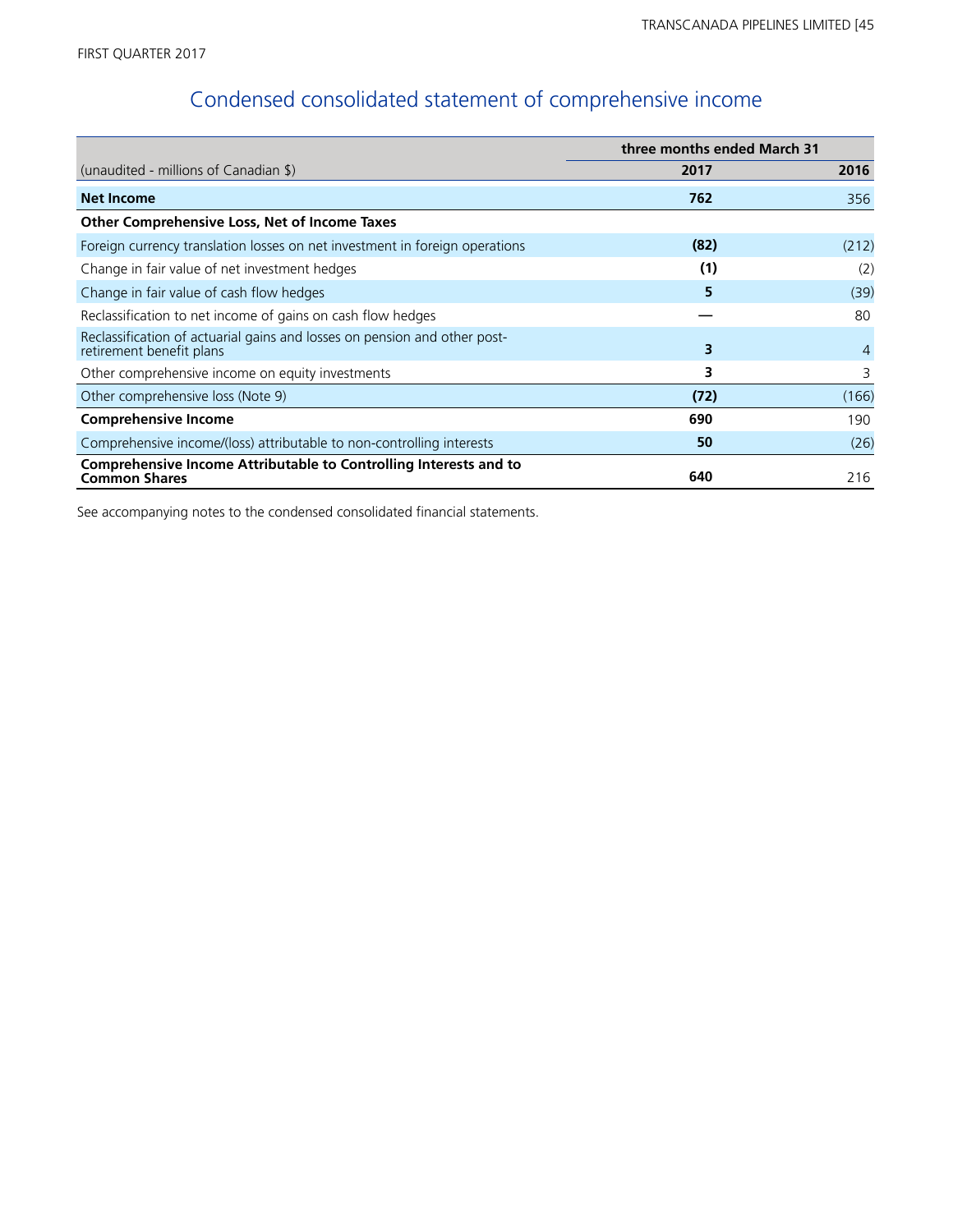FIRST QUARTER 2017

# Condensed consolidated statement of comprehensive income

| (unaudited - millions of Canadian $) | three months ended March 31 | |
|---|---|---|
| | **2017** | **2016** |
| **Net Income** | **762** | 356 |
| **Other Comprehensive Loss, Net of Income Taxes** | | |
| Foreign currency translation losses on net investment in foreign operations | **(82)** | (212) |
| Change in fair value of net investment hedges | **(1)** | (2) |
| Change in fair value of cash flow hedges | **5** | (39) |
| Reclassification to net income of gains on cash flow hedges | **—** | 80 |
| Reclassification of actuarial gains and losses on pension and other post-retirement benefit plans | **3** | 4 |
| Other comprehensive income on equity investments | **3** | 3 |
| Other comprehensive loss (Note 9) | **(72)** | (166) |
| **Comprehensive Income** | **690** | 190 |
| Comprehensive income/(loss) attributable to non-controlling interests | **50** | (26) |
| **Comprehensive Income Attributable to Controlling Interests and to Common Shares** | **640** | 216 |

See accompanying notes to the condensed consolidated financial statements.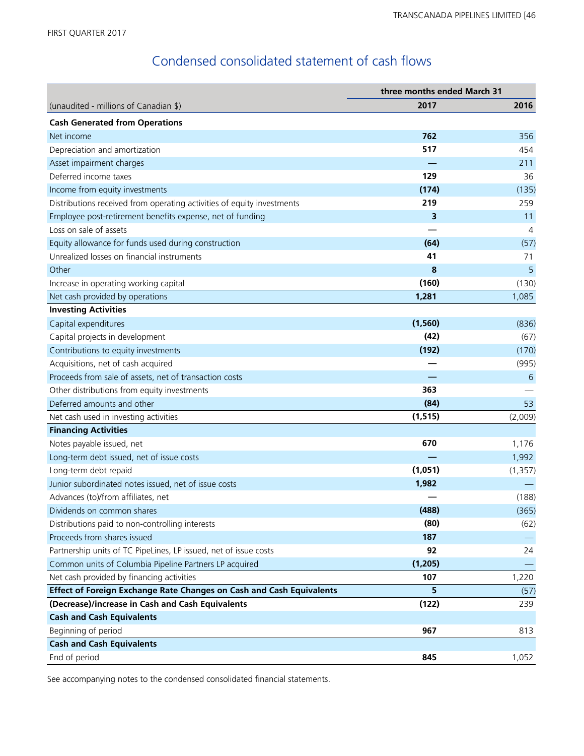FIRST QUARTER 2017

# Condensed consolidated statement of cash flows

| (unaudited - millions of Canadian $) | three months ended March 31 2017 | 2016 |
|---|---|---|
| **Cash Generated from Operations** | | |
| Net income | **762** | 356 |
| Depreciation and amortization | **517** | 454 |
| Asset impairment charges | **—** | 211 |
| Deferred income taxes | **129** | 36 |
| Income from equity investments | **(174)** | (135) |
| Distributions received from operating activities of equity investments | **219** | 259 |
| Employee post-retirement benefits expense, net of funding | **3** | 11 |
| Loss on sale of assets | **—** | 4 |
| Equity allowance for funds used during construction | **(64)** | (57) |
| Unrealized losses on financial instruments | **41** | 71 |
| Other | **8** | 5 |
| Increase in operating working capital | **(160)** | (130) |
| Net cash provided by operations | **1,281** | 1,085 |
| **Investing Activities** | | |
| Capital expenditures | **(1,560)** | (836) |
| Capital projects in development | **(42)** | (67) |
| Contributions to equity investments | **(192)** | (170) |
| Acquisitions, net of cash acquired | **—** | (995) |
| Proceeds from sale of assets, net of transaction costs | **—** | 6 |
| Other distributions from equity investments | **363** | — |
| Deferred amounts and other | **(84)** | 53 |
| Net cash used in investing activities | **(1,515)** | (2,009) |
| **Financing Activities** | | |
| Notes payable issued, net | **670** | 1,176 |
| Long-term debt issued, net of issue costs | **—** | 1,992 |
| Long-term debt repaid | **(1,051)** | (1,357) |
| Junior subordinated notes issued, net of issue costs | **1,982** | — |
| Advances (to)/from affiliates, net | **—** | (188) |
| Dividends on common shares | **(488)** | (365) |
| Distributions paid to non-controlling interests | **(80)** | (62) |
| Proceeds from shares issued | **187** | — |
| Partnership units of TC PipeLines, LP issued, net of issue costs | **92** | 24 |
| Common units of Columbia Pipeline Partners LP acquired | **(1,205)** | — |
| Net cash provided by financing activities | **107** | 1,220 |
| **Effect of Foreign Exchange Rate Changes on Cash and Cash Equivalents** | **5** | (57) |
| **(Decrease)/increase in Cash and Cash Equivalents** | **(122)** | 239 |
| **Cash and Cash Equivalents** | | |
| Beginning of period | **967** | 813 |
| **Cash and Cash Equivalents** | | |
| End of period | **845** | 1,052 |

See accompanying notes to the condensed consolidated financial statements.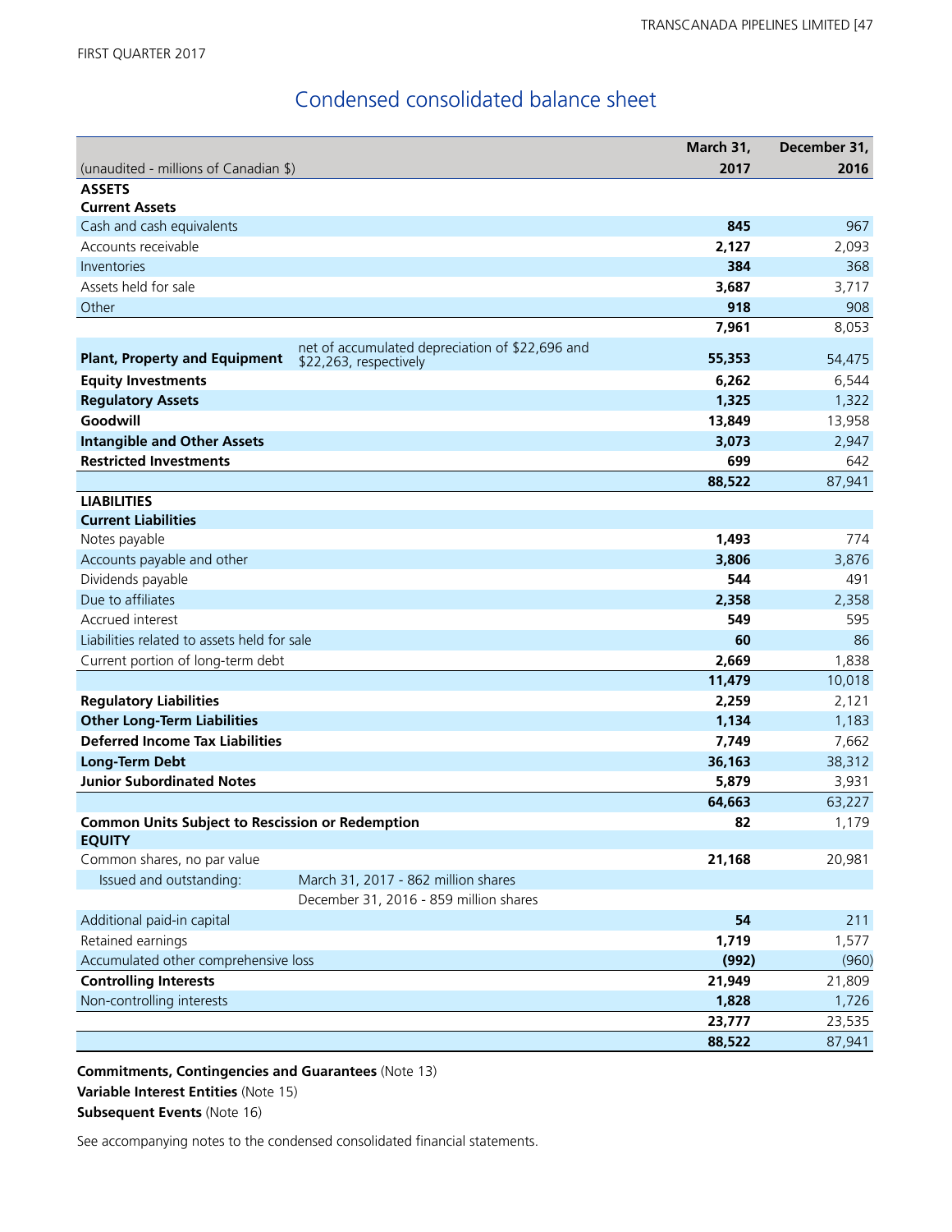# Condensed consolidated balance sheet

| (unaudited - millions of Canadian $) | | March 31, 2017 | December 31, 2016 |
|---|---|---|---|
| **ASSETS** | | | |
| **Current Assets** | | | |
| Cash and cash equivalents | | **845** | 967 |
| Accounts receivable | | **2,127** | 2,093 |
| Inventories | | **384** | 368 |
| Assets held for sale | | **3,687** | 3,717 |
| Other | | **918** | 908 |
| | | **7,961** | 8,053 |
| **Plant, Property and Equipment** | net of accumulated depreciation of $22,696 and $22,263, respectively | **55,353** | 54,475 |
| **Equity Investments** | | **6,262** | 6,544 |
| **Regulatory Assets** | | **1,325** | 1,322 |
| **Goodwill** | | **13,849** | 13,958 |
| **Intangible and Other Assets** | | **3,073** | 2,947 |
| **Restricted Investments** | | **699** | 642 |
| | | **88,522** | 87,941 |
| **LIABILITIES** | | | |
| **Current Liabilities** | | | |
| Notes payable | | **1,493** | 774 |
| Accounts payable and other | | **3,806** | 3,876 |
| Dividends payable | | **544** | 491 |
| Due to affiliates | | **2,358** | 2,358 |
| Accrued interest | | **549** | 595 |
| Liabilities related to assets held for sale | | **60** | 86 |
| Current portion of long-term debt | | **2,669** | 1,838 |
| | | **11,479** | 10,018 |
| **Regulatory Liabilities** | | **2,259** | 2,121 |
| **Other Long-Term Liabilities** | | **1,134** | 1,183 |
| **Deferred Income Tax Liabilities** | | **7,749** | 7,662 |
| **Long-Term Debt** | | **36,163** | 38,312 |
| **Junior Subordinated Notes** | | **5,879** | 3,931 |
| | | **64,663** | 63,227 |
| **Common Units Subject to Rescission or Redemption** | | **82** | 1,179 |
| **EQUITY** | | | |
| Common shares, no par value | | **21,168** | 20,981 |
| Issued and outstanding: | March 31, 2017 - 862 million shares | | |
| | December 31, 2016 - 859 million shares | | |
| Additional paid-in capital | | **54** | 211 |
| Retained earnings | | **1,719** | 1,577 |
| Accumulated other comprehensive loss | | **(992)** | (960) |
| **Controlling Interests** | | **21,949** | 21,809 |
| Non-controlling interests | | **1,828** | 1,726 |
| | | **23,777** | 23,535 |
| | | **88,522** | 87,941 |

**Commitments, Contingencies and Guarantees** (Note 13)

**Variable Interest Entities** (Note 15)

**Subsequent Events** (Note 16)

See accompanying notes to the condensed consolidated financial statements.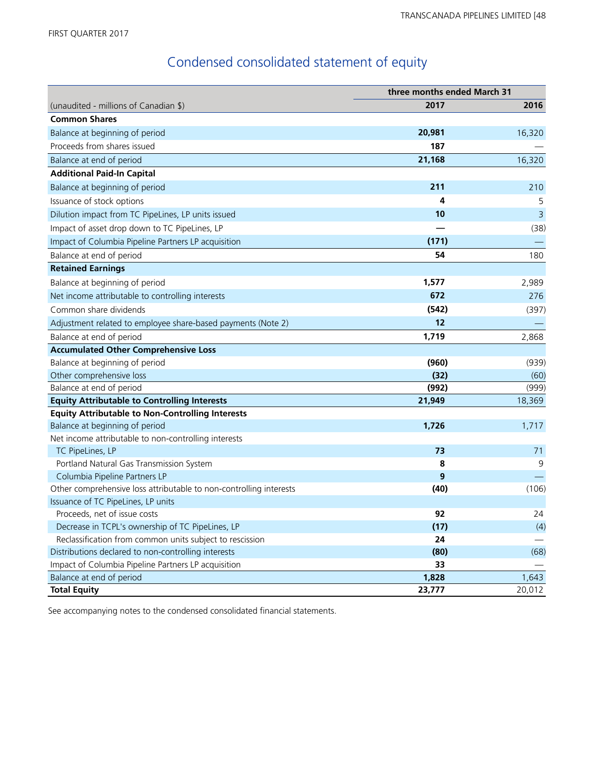FIRST QUARTER 2017

# Condensed consolidated statement of equity

| | three months ended March 31 | |
|---|---|---|
| (unaudited - millions of Canadian $) | **2017** | 2016 |
| **Common Shares** | | |
| Balance at beginning of period | **20,981** | 16,320 |
| Proceeds from shares issued | **187** | — |
| Balance at end of period | **21,168** | 16,320 |
| **Additional Paid-In Capital** | | |
| Balance at beginning of period | **211** | 210 |
| Issuance of stock options | **4** | 5 |
| Dilution impact from TC PipeLines, LP units issued | **10** | 3 |
| Impact of asset drop down to TC PipeLines, LP | **—** | (38) |
| Impact of Columbia Pipeline Partners LP acquisition | **(171)** | — |
| Balance at end of period | **54** | 180 |
| **Retained Earnings** | | |
| Balance at beginning of period | **1,577** | 2,989 |
| Net income attributable to controlling interests | **672** | 276 |
| Common share dividends | **(542)** | (397) |
| Adjustment related to employee share-based payments (Note 2) | **12** | — |
| Balance at end of period | **1,719** | 2,868 |
| **Accumulated Other Comprehensive Loss** | | |
| Balance at beginning of period | **(960)** | (939) |
| Other comprehensive loss | **(32)** | (60) |
| Balance at end of period | **(992)** | (999) |
| **Equity Attributable to Controlling Interests** | **21,949** | 18,369 |
| **Equity Attributable to Non-Controlling Interests** | | |
| Balance at beginning of period | **1,726** | 1,717 |
| Net income attributable to non-controlling interests | | |
| TC PipeLines, LP | **73** | 71 |
| Portland Natural Gas Transmission System | **8** | 9 |
| Columbia Pipeline Partners LP | **9** | — |
| Other comprehensive loss attributable to non-controlling interests | **(40)** | (106) |
| Issuance of TC PipeLines, LP units | | |
| Proceeds, net of issue costs | **92** | 24 |
| Decrease in TCPL's ownership of TC PipeLines, LP | **(17)** | (4) |
| Reclassification from common units subject to rescission | **24** | — |
| Distributions declared to non-controlling interests | **(80)** | (68) |
| Impact of Columbia Pipeline Partners LP acquisition | **33** | — |
| Balance at end of period | **1,828** | 1,643 |
| **Total Equity** | **23,777** | 20,012 |

See accompanying notes to the condensed consolidated financial statements.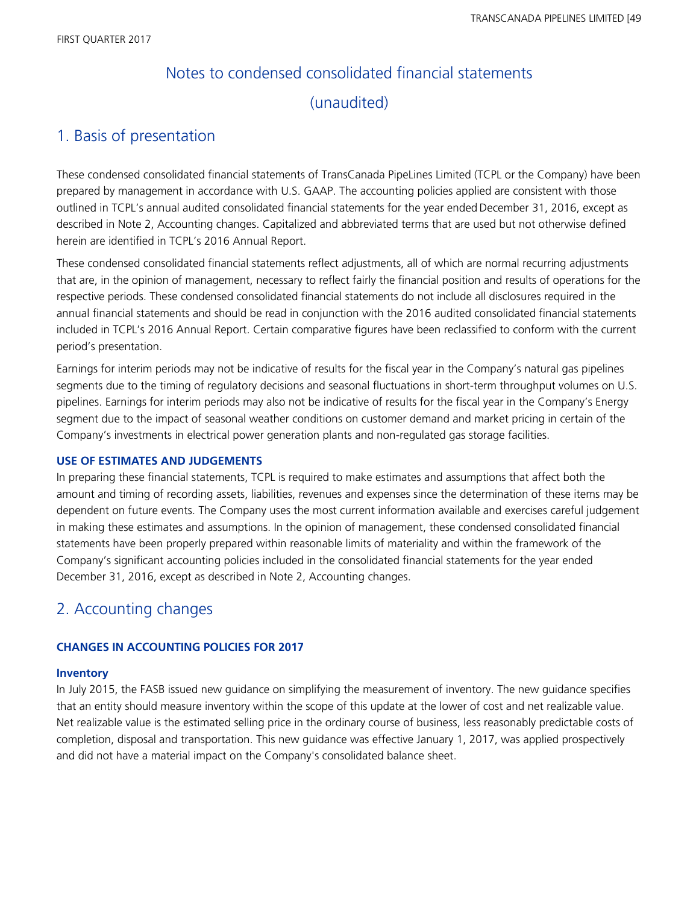# Notes to condensed consolidated financial statements
(unaudited)

## 1. Basis of presentation

These condensed consolidated financial statements of TransCanada PipeLines Limited (TCPL or the Company) have been prepared by management in accordance with U.S. GAAP. The accounting policies applied are consistent with those outlined in TCPL's annual audited consolidated financial statements for the year ended December 31, 2016, except as described in Note 2, Accounting changes. Capitalized and abbreviated terms that are used but not otherwise defined herein are identified in TCPL's 2016 Annual Report.

These condensed consolidated financial statements reflect adjustments, all of which are normal recurring adjustments that are, in the opinion of management, necessary to reflect fairly the financial position and results of operations for the respective periods. These condensed consolidated financial statements do not include all disclosures required in the annual financial statements and should be read in conjunction with the 2016 audited consolidated financial statements included in TCPL's 2016 Annual Report. Certain comparative figures have been reclassified to conform with the current period's presentation.

Earnings for interim periods may not be indicative of results for the fiscal year in the Company's natural gas pipelines segments due to the timing of regulatory decisions and seasonal fluctuations in short-term throughput volumes on U.S. pipelines. Earnings for interim periods may also not be indicative of results for the fiscal year in the Company's Energy segment due to the impact of seasonal weather conditions on customer demand and market pricing in certain of the Company's investments in electrical power generation plants and non-regulated gas storage facilities.

### USE OF ESTIMATES AND JUDGEMENTS

In preparing these financial statements, TCPL is required to make estimates and assumptions that affect both the amount and timing of recording assets, liabilities, revenues and expenses since the determination of these items may be dependent on future events. The Company uses the most current information available and exercises careful judgement in making these estimates and assumptions. In the opinion of management, these condensed consolidated financial statements have been properly prepared within reasonable limits of materiality and within the framework of the Company's significant accounting policies included in the consolidated financial statements for the year ended December 31, 2016, except as described in Note 2, Accounting changes.

## 2. Accounting changes

### CHANGES IN ACCOUNTING POLICIES FOR 2017

#### Inventory

In July 2015, the FASB issued new guidance on simplifying the measurement of inventory. The new guidance specifies that an entity should measure inventory within the scope of this update at the lower of cost and net realizable value. Net realizable value is the estimated selling price in the ordinary course of business, less reasonably predictable costs of completion, disposal and transportation. This new guidance was effective January 1, 2017, was applied prospectively and did not have a material impact on the Company's consolidated balance sheet.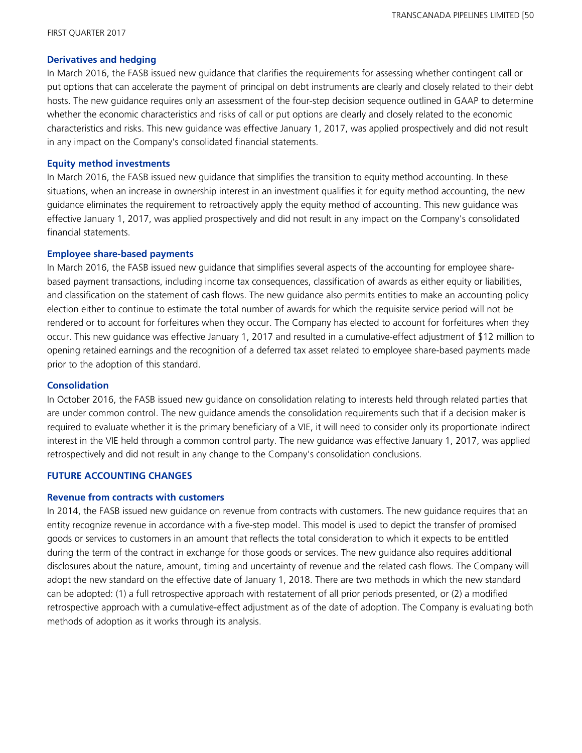### Derivatives and hedging

In March 2016, the FASB issued new guidance that clarifies the requirements for assessing whether contingent call or put options that can accelerate the payment of principal on debt instruments are clearly and closely related to their debt hosts. The new guidance requires only an assessment of the four-step decision sequence outlined in GAAP to determine whether the economic characteristics and risks of call or put options are clearly and closely related to the economic characteristics and risks. This new guidance was effective January 1, 2017, was applied prospectively and did not result in any impact on the Company's consolidated financial statements.

### Equity method investments

In March 2016, the FASB issued new guidance that simplifies the transition to equity method accounting. In these situations, when an increase in ownership interest in an investment qualifies it for equity method accounting, the new guidance eliminates the requirement to retroactively apply the equity method of accounting. This new guidance was effective January 1, 2017, was applied prospectively and did not result in any impact on the Company's consolidated financial statements.

### Employee share-based payments

In March 2016, the FASB issued new guidance that simplifies several aspects of the accounting for employee share-based payment transactions, including income tax consequences, classification of awards as either equity or liabilities, and classification on the statement of cash flows. The new guidance also permits entities to make an accounting policy election either to continue to estimate the total number of awards for which the requisite service period will not be rendered or to account for forfeitures when they occur. The Company has elected to account for forfeitures when they occur. This new guidance was effective January 1, 2017 and resulted in a cumulative-effect adjustment of $12 million to opening retained earnings and the recognition of a deferred tax asset related to employee share-based payments made prior to the adoption of this standard.

### Consolidation

In October 2016, the FASB issued new guidance on consolidation relating to interests held through related parties that are under common control. The new guidance amends the consolidation requirements such that if a decision maker is required to evaluate whether it is the primary beneficiary of a VIE, it will need to consider only its proportionate indirect interest in the VIE held through a common control party. The new guidance was effective January 1, 2017, was applied retrospectively and did not result in any change to the Company's consolidation conclusions.

## FUTURE ACCOUNTING CHANGES

### Revenue from contracts with customers

In 2014, the FASB issued new guidance on revenue from contracts with customers. The new guidance requires that an entity recognize revenue in accordance with a five-step model. This model is used to depict the transfer of promised goods or services to customers in an amount that reflects the total consideration to which it expects to be entitled during the term of the contract in exchange for those goods or services. The new guidance also requires additional disclosures about the nature, amount, timing and uncertainty of revenue and the related cash flows. The Company will adopt the new standard on the effective date of January 1, 2018. There are two methods in which the new standard can be adopted: (1) a full retrospective approach with restatement of all prior periods presented, or (2) a modified retrospective approach with a cumulative-effect adjustment as of the date of adoption. The Company is evaluating both methods of adoption as it works through its analysis.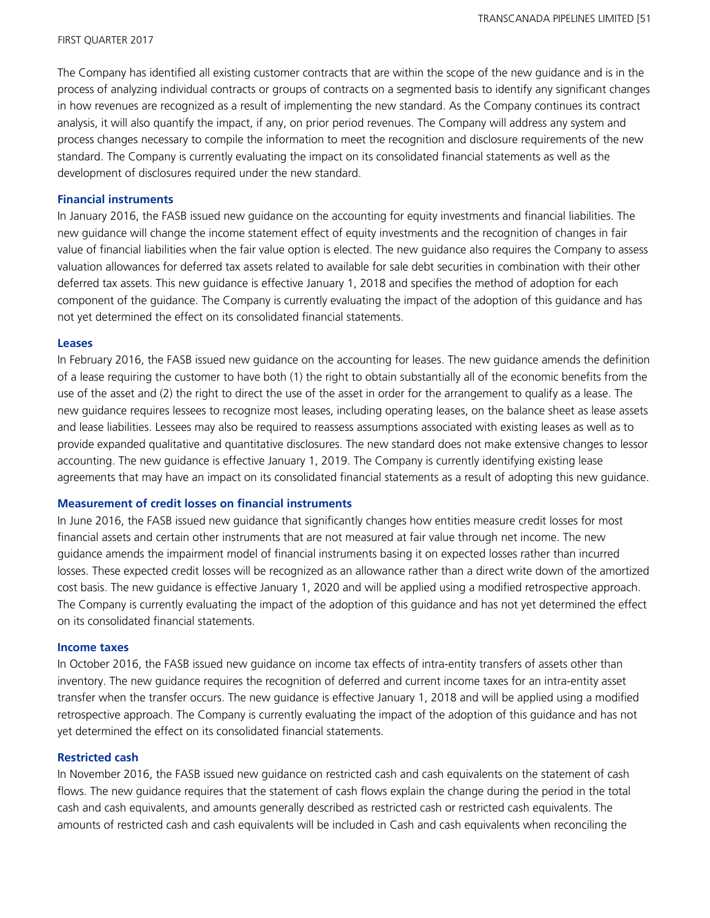The Company has identified all existing customer contracts that are within the scope of the new guidance and is in the process of analyzing individual contracts or groups of contracts on a segmented basis to identify any significant changes in how revenues are recognized as a result of implementing the new standard. As the Company continues its contract analysis, it will also quantify the impact, if any, on prior period revenues. The Company will address any system and process changes necessary to compile the information to meet the recognition and disclosure requirements of the new standard. The Company is currently evaluating the impact on its consolidated financial statements as well as the development of disclosures required under the new standard.

### Financial instruments

In January 2016, the FASB issued new guidance on the accounting for equity investments and financial liabilities. The new guidance will change the income statement effect of equity investments and the recognition of changes in fair value of financial liabilities when the fair value option is elected. The new guidance also requires the Company to assess valuation allowances for deferred tax assets related to available for sale debt securities in combination with their other deferred tax assets. This new guidance is effective January 1, 2018 and specifies the method of adoption for each component of the guidance. The Company is currently evaluating the impact of the adoption of this guidance and has not yet determined the effect on its consolidated financial statements.

### Leases

In February 2016, the FASB issued new guidance on the accounting for leases. The new guidance amends the definition of a lease requiring the customer to have both (1) the right to obtain substantially all of the economic benefits from the use of the asset and (2) the right to direct the use of the asset in order for the arrangement to qualify as a lease. The new guidance requires lessees to recognize most leases, including operating leases, on the balance sheet as lease assets and lease liabilities. Lessees may also be required to reassess assumptions associated with existing leases as well as to provide expanded qualitative and quantitative disclosures. The new standard does not make extensive changes to lessor accounting. The new guidance is effective January 1, 2019. The Company is currently identifying existing lease agreements that may have an impact on its consolidated financial statements as a result of adopting this new guidance.

### Measurement of credit losses on financial instruments

In June 2016, the FASB issued new guidance that significantly changes how entities measure credit losses for most financial assets and certain other instruments that are not measured at fair value through net income. The new guidance amends the impairment model of financial instruments basing it on expected losses rather than incurred losses. These expected credit losses will be recognized as an allowance rather than a direct write down of the amortized cost basis. The new guidance is effective January 1, 2020 and will be applied using a modified retrospective approach. The Company is currently evaluating the impact of the adoption of this guidance and has not yet determined the effect on its consolidated financial statements.

### Income taxes

In October 2016, the FASB issued new guidance on income tax effects of intra-entity transfers of assets other than inventory. The new guidance requires the recognition of deferred and current income taxes for an intra-entity asset transfer when the transfer occurs. The new guidance is effective January 1, 2018 and will be applied using a modified retrospective approach. The Company is currently evaluating the impact of the adoption of this guidance and has not yet determined the effect on its consolidated financial statements.

### Restricted cash

In November 2016, the FASB issued new guidance on restricted cash and cash equivalents on the statement of cash flows. The new guidance requires that the statement of cash flows explain the change during the period in the total cash and cash equivalents, and amounts generally described as restricted cash or restricted cash equivalents. The amounts of restricted cash and cash equivalents will be included in Cash and cash equivalents when reconciling the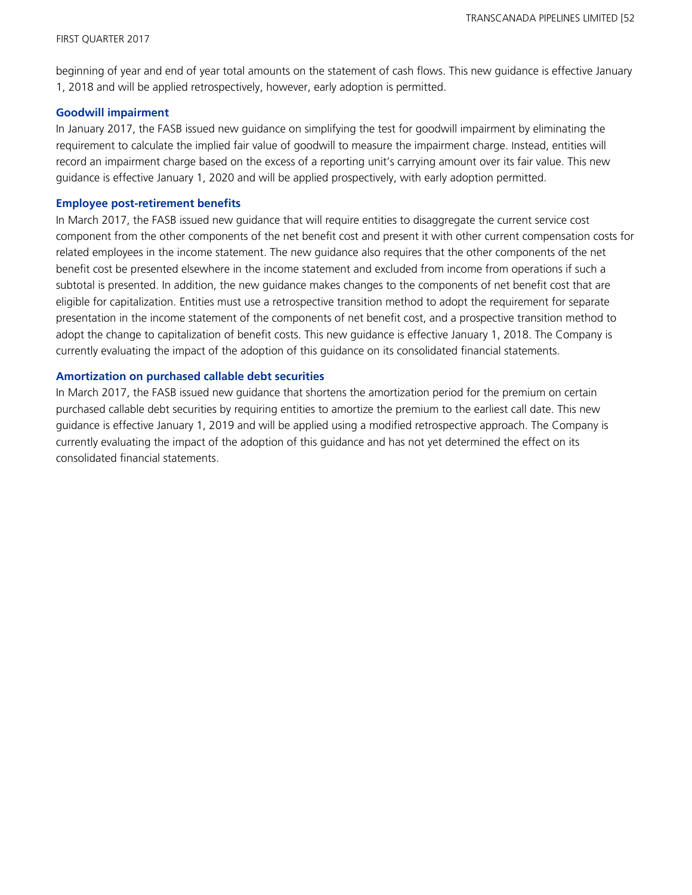beginning of year and end of year total amounts on the statement of cash flows. This new guidance is effective January 1, 2018 and will be applied retrospectively, however, early adoption is permitted.

### Goodwill impairment

In January 2017, the FASB issued new guidance on simplifying the test for goodwill impairment by eliminating the requirement to calculate the implied fair value of goodwill to measure the impairment charge. Instead, entities will record an impairment charge based on the excess of a reporting unit's carrying amount over its fair value. This new guidance is effective January 1, 2020 and will be applied prospectively, with early adoption permitted.

### Employee post-retirement benefits

In March 2017, the FASB issued new guidance that will require entities to disaggregate the current service cost component from the other components of the net benefit cost and present it with other current compensation costs for related employees in the income statement. The new guidance also requires that the other components of the net benefit cost be presented elsewhere in the income statement and excluded from income from operations if such a subtotal is presented. In addition, the new guidance makes changes to the components of net benefit cost that are eligible for capitalization. Entities must use a retrospective transition method to adopt the requirement for separate presentation in the income statement of the components of net benefit cost, and a prospective transition method to adopt the change to capitalization of benefit costs. This new guidance is effective January 1, 2018. The Company is currently evaluating the impact of the adoption of this guidance on its consolidated financial statements.

### Amortization on purchased callable debt securities

In March 2017, the FASB issued new guidance that shortens the amortization period for the premium on certain purchased callable debt securities by requiring entities to amortize the premium to the earliest call date. This new guidance is effective January 1, 2019 and will be applied using a modified retrospective approach. The Company is currently evaluating the impact of the adoption of this guidance and has not yet determined the effect on its consolidated financial statements.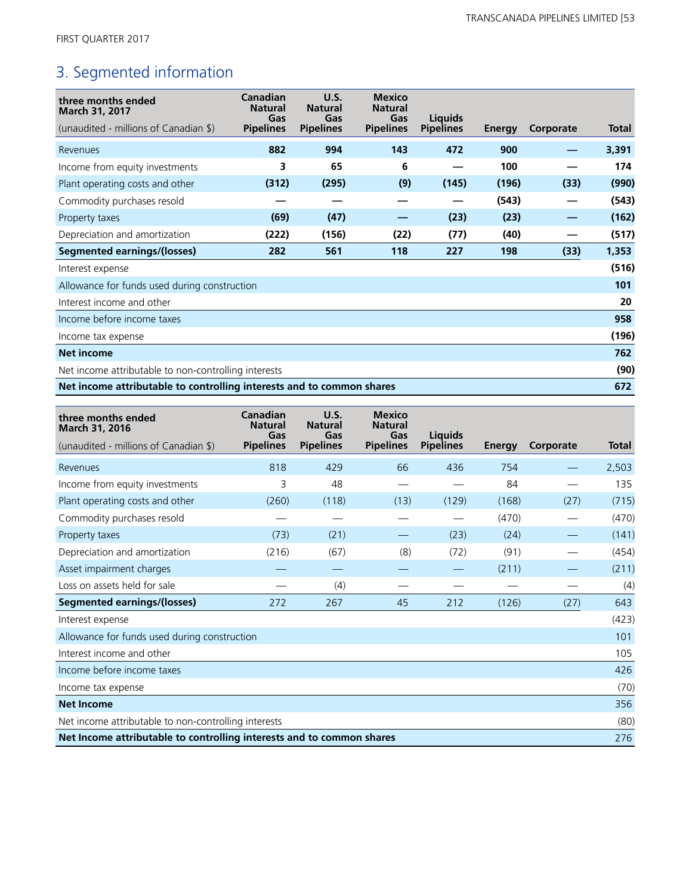## 3. Segmented information

| three months ended March 31, 2017 (unaudited - millions of Canadian $) | Canadian Natural Gas Pipelines | U.S. Natural Gas Pipelines | Mexico Natural Gas Pipelines | Liquids Pipelines | Energy | Corporate | Total |
|---|---|---|---|---|---|---|---|
| Revenues | **882** | **994** | **143** | **472** | **900** | **—** | **3,391** |
| Income from equity investments | **3** | **65** | **6** | **—** | **100** | **—** | **174** |
| Plant operating costs and other | **(312)** | **(295)** | **(9)** | **(145)** | **(196)** | **(33)** | **(990)** |
| Commodity purchases resold | **—** | **—** | **—** | **—** | **(543)** | **—** | **(543)** |
| Property taxes | **(69)** | **(47)** | **—** | **(23)** | **(23)** | **—** | **(162)** |
| Depreciation and amortization | **(222)** | **(156)** | **(22)** | **(77)** | **(40)** | **—** | **(517)** |
| **Segmented earnings/(losses)** | **282** | **561** | **118** | **227** | **198** | **(33)** | **1,353** |
| Interest expense | | | | | | | **(516)** |
| Allowance for funds used during construction | | | | | | | **101** |
| Interest income and other | | | | | | | **20** |
| Income before income taxes | | | | | | | **958** |
| Income tax expense | | | | | | | **(196)** |
| **Net income** | | | | | | | **762** |
| Net income attributable to non-controlling interests | | | | | | | **(90)** |
| **Net income attributable to controlling interests and to common shares** | | | | | | | **672** |

| three months ended March 31, 2016 (unaudited - millions of Canadian $) | Canadian Natural Gas Pipelines | U.S. Natural Gas Pipelines | Mexico Natural Gas Pipelines | Liquids Pipelines | Energy | Corporate | Total |
|---|---|---|---|---|---|---|---|
| Revenues | 818 | 429 | 66 | 436 | 754 | — | 2,503 |
| Income from equity investments | 3 | 48 | — | — | 84 | — | 135 |
| Plant operating costs and other | (260) | (118) | (13) | (129) | (168) | (27) | (715) |
| Commodity purchases resold | — | — | — | — | (470) | — | (470) |
| Property taxes | (73) | (21) | — | (23) | (24) | — | (141) |
| Depreciation and amortization | (216) | (67) | (8) | (72) | (91) | — | (454) |
| Asset impairment charges | — | — | — | — | (211) | — | (211) |
| Loss on assets held for sale | — | (4) | — | — | — | — | (4) |
| **Segmented earnings/(losses)** | 272 | 267 | 45 | 212 | (126) | (27) | 643 |
| Interest expense | | | | | | | (423) |
| Allowance for funds used during construction | | | | | | | 101 |
| Interest income and other | | | | | | | 105 |
| Income before income taxes | | | | | | | 426 |
| Income tax expense | | | | | | | (70) |
| **Net Income** | | | | | | | 356 |
| Net income attributable to non-controlling interests | | | | | | | (80) |
| **Net Income attributable to controlling interests and to common shares** | | | | | | | 276 |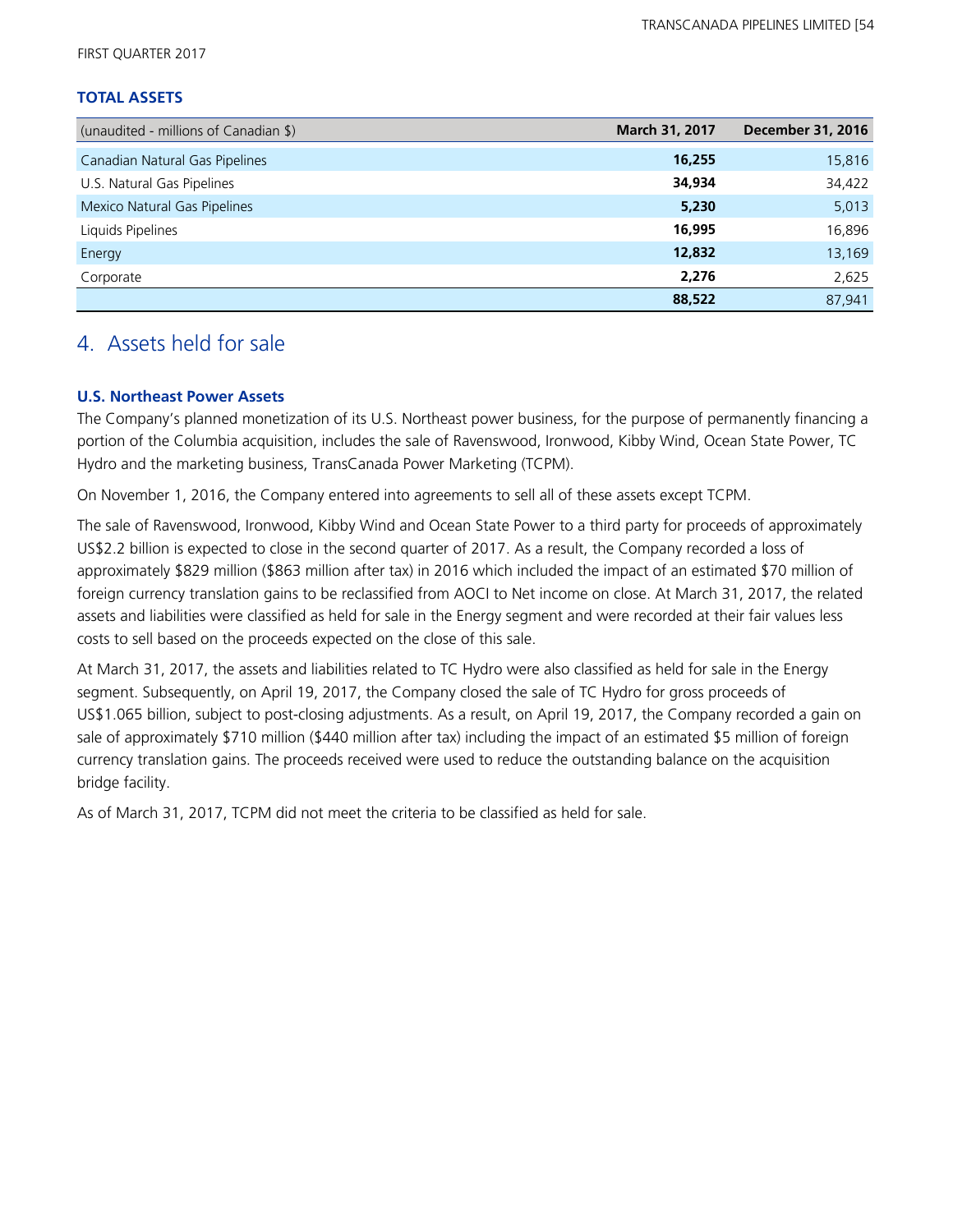### TOTAL ASSETS

| (unaudited - millions of Canadian $) | March 31, 2017 | December 31, 2016 |
|---|---|---|
| Canadian Natural Gas Pipelines | **16,255** | 15,816 |
| U.S. Natural Gas Pipelines | **34,934** | 34,422 |
| Mexico Natural Gas Pipelines | **5,230** | 5,013 |
| Liquids Pipelines | **16,995** | 16,896 |
| Energy | **12,832** | 13,169 |
| Corporate | **2,276** | 2,625 |
| | **88,522** | 87,941 |

## 4. Assets held for sale

### U.S. Northeast Power Assets

The Company's planned monetization of its U.S. Northeast power business, for the purpose of permanently financing a portion of the Columbia acquisition, includes the sale of Ravenswood, Ironwood, Kibby Wind, Ocean State Power, TC Hydro and the marketing business, TransCanada Power Marketing (TCPM).

On November 1, 2016, the Company entered into agreements to sell all of these assets except TCPM.

The sale of Ravenswood, Ironwood, Kibby Wind and Ocean State Power to a third party for proceeds of approximately US$2.2 billion is expected to close in the second quarter of 2017. As a result, the Company recorded a loss of approximately $829 million ($863 million after tax) in 2016 which included the impact of an estimated $70 million of foreign currency translation gains to be reclassified from AOCI to Net income on close. At March 31, 2017, the related assets and liabilities were classified as held for sale in the Energy segment and were recorded at their fair values less costs to sell based on the proceeds expected on the close of this sale.

At March 31, 2017, the assets and liabilities related to TC Hydro were also classified as held for sale in the Energy segment. Subsequently, on April 19, 2017, the Company closed the sale of TC Hydro for gross proceeds of US$1.065 billion, subject to post-closing adjustments. As a result, on April 19, 2017, the Company recorded a gain on sale of approximately $710 million ($440 million after tax) including the impact of an estimated $5 million of foreign currency translation gains. The proceeds received were used to reduce the outstanding balance on the acquisition bridge facility.

As of March 31, 2017, TCPM did not meet the criteria to be classified as held for sale.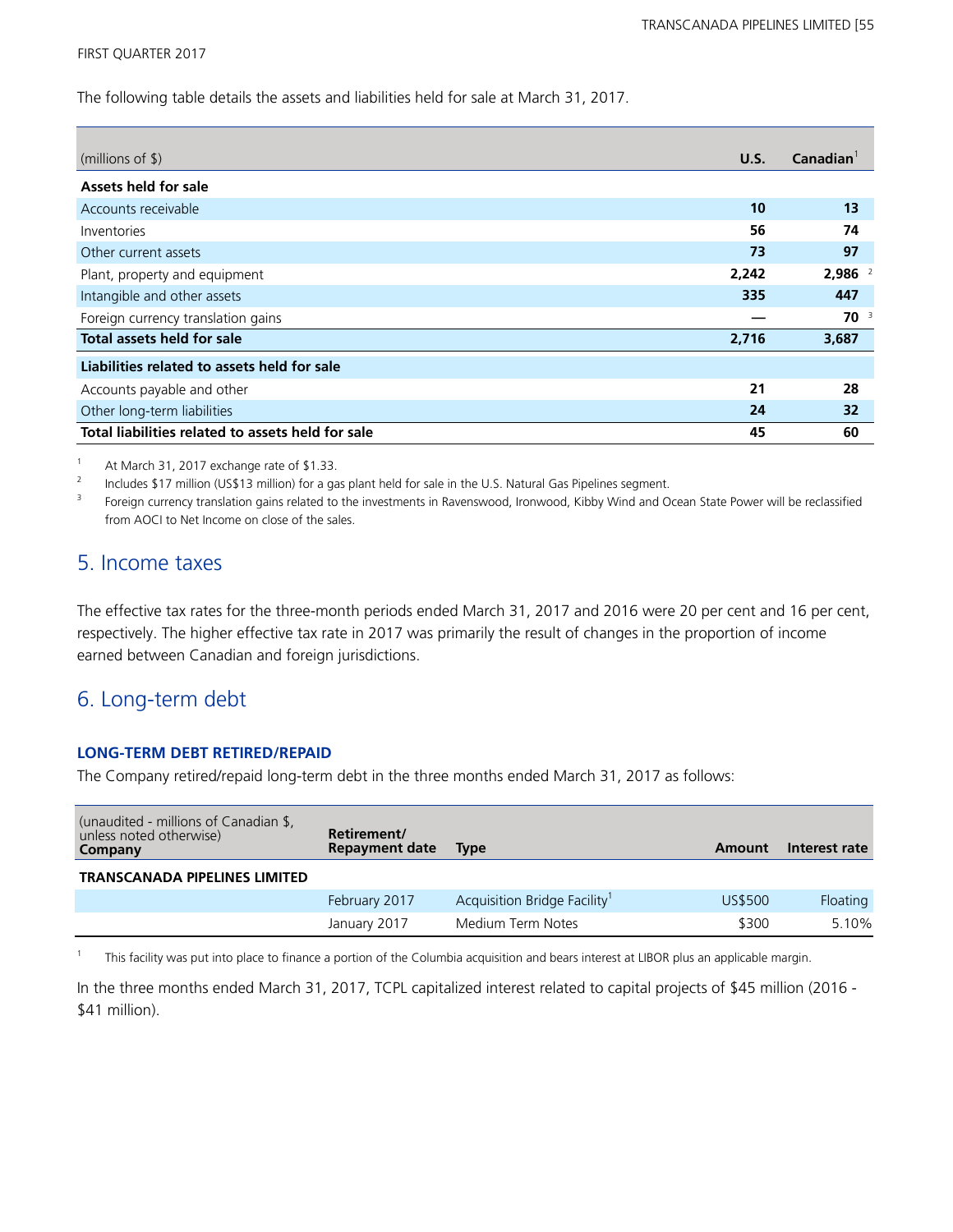The following table details the assets and liabilities held for sale at March 31, 2017.

| (millions of $) | U.S. | Canadian[1] |
|---|---|---|
| **Assets held for sale** | | |
| Accounts receivable | **10** | **13** |
| Inventories | **56** | **74** |
| Other current assets | **73** | **97** |
| Plant, property and equipment | **2,242** | **2,986** [2] |
| Intangible and other assets | **335** | **447** |
| Foreign currency translation gains | **—** | **70** [3] |
| **Total assets held for sale** | **2,716** | **3,687** |
| **Liabilities related to assets held for sale** | | |
| Accounts payable and other | **21** | **28** |
| Other long-term liabilities | **24** | **32** |
| **Total liabilities related to assets held for sale** | **45** | **60** |

1. At March 31, 2017 exchange rate of $1.33.
2. Includes $17 million (US$13 million) for a gas plant held for sale in the U.S. Natural Gas Pipelines segment.
3. Foreign currency translation gains related to the investments in Ravenswood, Ironwood, Kibby Wind and Ocean State Power will be reclassified from AOCI to Net Income on close of the sales.

## 5. Income taxes

The effective tax rates for the three-month periods ended March 31, 2017 and 2016 were 20 per cent and 16 per cent, respectively. The higher effective tax rate in 2017 was primarily the result of changes in the proportion of income earned between Canadian and foreign jurisdictions.

## 6. Long-term debt

### LONG-TERM DEBT RETIRED/REPAID

The Company retired/repaid long-term debt in the three months ended March 31, 2017 as follows:

| (unaudited - millions of Canadian $, unless noted otherwise) **Company** | **Retirement/ Repayment date** | **Type** | **Amount** | **Interest rate** |
|---|---|---|---|---|
| **TRANSCANADA PIPELINES LIMITED** | | | | |
| | February 2017 | Acquisition Bridge Facility[1] | US$500 | Floating |
| | January 2017 | Medium Term Notes | $300 | 5.10% |

1. This facility was put into place to finance a portion of the Columbia acquisition and bears interest at LIBOR plus an applicable margin.

In the three months ended March 31, 2017, TCPL capitalized interest related to capital projects of $45 million (2016 - $41 million).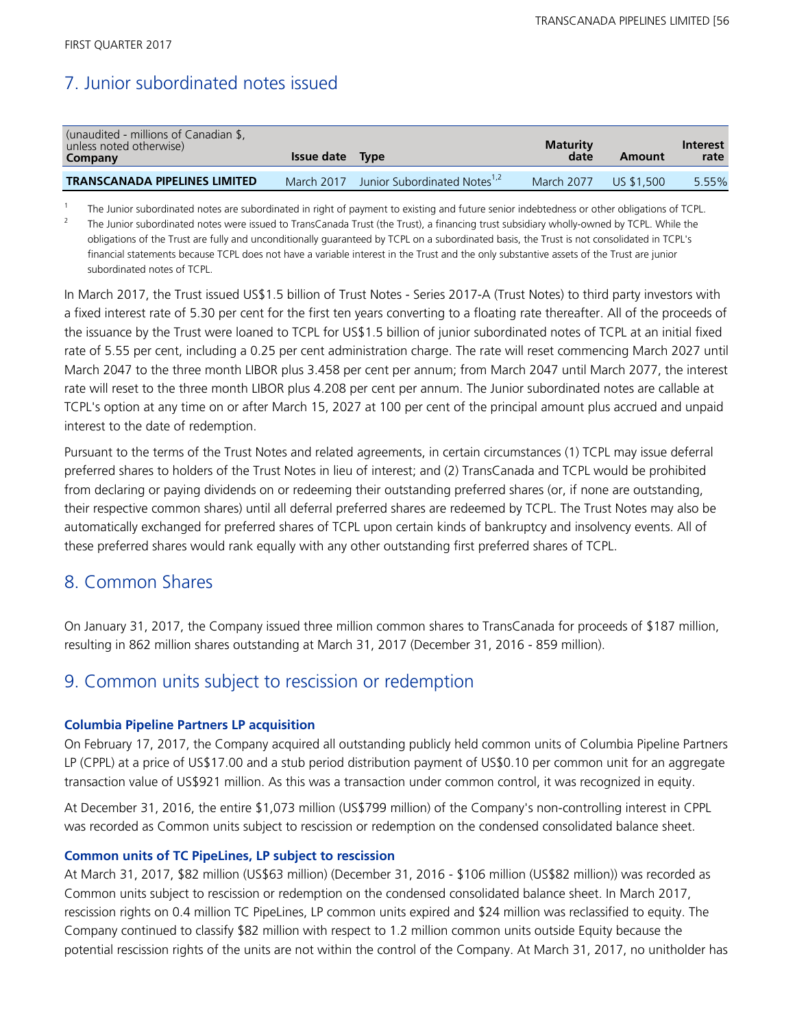FIRST QUARTER 2017

## 7. Junior subordinated notes issued

| (unaudited - millions of Canadian $, unless noted otherwise) Company | Issue date | Type | Maturity date | Amount | Interest rate |
|---|---|---|---|---|---|
| **TRANSCANADA PIPELINES LIMITED** | March 2017 | Junior Subordinated Notes[1,2] | March 2077 | US $1,500 | 5.55% |

1 The Junior subordinated notes are subordinated in right of payment to existing and future senior indebtedness or other obligations of TCPL.

2 The Junior subordinated notes were issued to TransCanada Trust (the Trust), a financing trust subsidiary wholly-owned by TCPL. While the obligations of the Trust are fully and unconditionally guaranteed by TCPL on a subordinated basis, the Trust is not consolidated in TCPL's financial statements because TCPL does not have a variable interest in the Trust and the only substantive assets of the Trust are junior subordinated notes of TCPL.

In March 2017, the Trust issued US$1.5 billion of Trust Notes - Series 2017-A (Trust Notes) to third party investors with a fixed interest rate of 5.30 per cent for the first ten years converting to a floating rate thereafter. All of the proceeds of the issuance by the Trust were loaned to TCPL for US$1.5 billion of junior subordinated notes of TCPL at an initial fixed rate of 5.55 per cent, including a 0.25 per cent administration charge. The rate will reset commencing March 2027 until March 2047 to the three month LIBOR plus 3.458 per cent per annum; from March 2047 until March 2077, the interest rate will reset to the three month LIBOR plus 4.208 per cent per annum. The Junior subordinated notes are callable at TCPL's option at any time on or after March 15, 2027 at 100 per cent of the principal amount plus accrued and unpaid interest to the date of redemption.

Pursuant to the terms of the Trust Notes and related agreements, in certain circumstances (1) TCPL may issue deferral preferred shares to holders of the Trust Notes in lieu of interest; and (2) TransCanada and TCPL would be prohibited from declaring or paying dividends on or redeeming their outstanding preferred shares (or, if none are outstanding, their respective common shares) until all deferral preferred shares are redeemed by TCPL. The Trust Notes may also be automatically exchanged for preferred shares of TCPL upon certain kinds of bankruptcy and insolvency events. All of these preferred shares would rank equally with any other outstanding first preferred shares of TCPL.

## 8. Common Shares

On January 31, 2017, the Company issued three million common shares to TransCanada for proceeds of $187 million, resulting in 862 million shares outstanding at March 31, 2017 (December 31, 2016 - 859 million).

## 9. Common units subject to rescission or redemption

### Columbia Pipeline Partners LP acquisition

On February 17, 2017, the Company acquired all outstanding publicly held common units of Columbia Pipeline Partners LP (CPPL) at a price of US$17.00 and a stub period distribution payment of US$0.10 per common unit for an aggregate transaction value of US$921 million. As this was a transaction under common control, it was recognized in equity.

At December 31, 2016, the entire $1,073 million (US$799 million) of the Company's non-controlling interest in CPPL was recorded as Common units subject to rescission or redemption on the condensed consolidated balance sheet.

### Common units of TC PipeLines, LP subject to rescission

At March 31, 2017, $82 million (US$63 million) (December 31, 2016 - $106 million (US$82 million)) was recorded as Common units subject to rescission or redemption on the condensed consolidated balance sheet. In March 2017, rescission rights on 0.4 million TC PipeLines, LP common units expired and $24 million was reclassified to equity. The Company continued to classify $82 million with respect to 1.2 million common units outside Equity because the potential rescission rights of the units are not within the control of the Company. At March 31, 2017, no unitholder has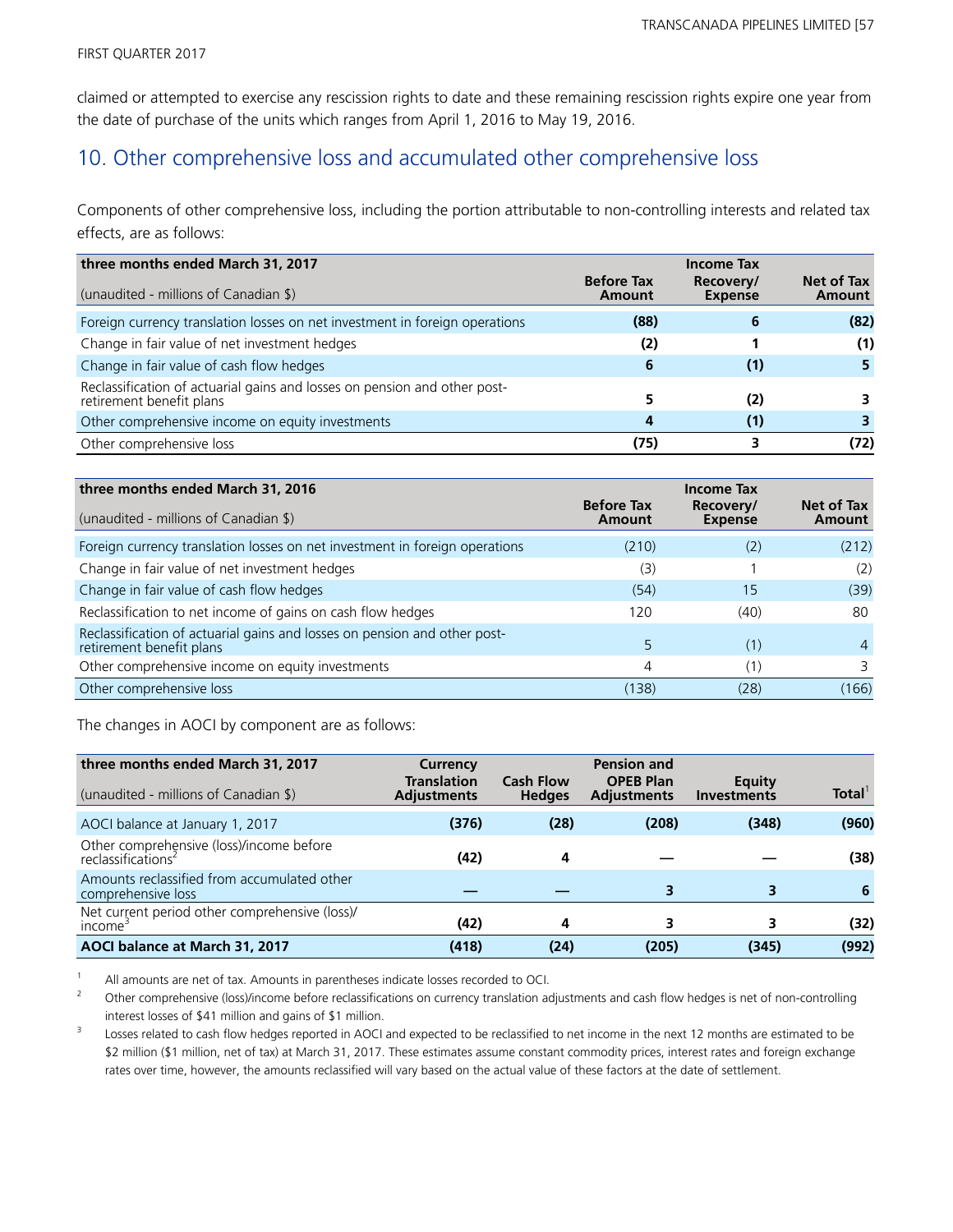claimed or attempted to exercise any rescission rights to date and these remaining rescission rights expire one year from the date of purchase of the units which ranges from April 1, 2016 to May 19, 2016.

## 10. Other comprehensive loss and accumulated other comprehensive loss

Components of other comprehensive loss, including the portion attributable to non-controlling interests and related tax effects, are as follows:

| three months ended March 31, 2017<br>(unaudited - millions of Canadian $) | Before Tax Amount | Income Tax Recovery/ Expense | Net of Tax Amount |
|---|---|---|---|
| Foreign currency translation losses on net investment in foreign operations | **(88)** | **6** | **(82)** |
| Change in fair value of net investment hedges | **(2)** | **1** | **(1)** |
| Change in fair value of cash flow hedges | **6** | **(1)** | **5** |
| Reclassification of actuarial gains and losses on pension and other post-retirement benefit plans | **5** | **(2)** | **3** |
| Other comprehensive income on equity investments | **4** | **(1)** | **3** |
| Other comprehensive loss | **(75)** | **3** | **(72)** |

| three months ended March 31, 2016<br>(unaudited - millions of Canadian $) | Before Tax Amount | Income Tax Recovery/ Expense | Net of Tax Amount |
|---|---|---|---|
| Foreign currency translation losses on net investment in foreign operations | (210) | (2) | (212) |
| Change in fair value of net investment hedges | (3) | 1 | (2) |
| Change in fair value of cash flow hedges | (54) | 15 | (39) |
| Reclassification to net income of gains on cash flow hedges | 120 | (40) | 80 |
| Reclassification of actuarial gains and losses on pension and other post-retirement benefit plans | 5 | (1) | 4 |
| Other comprehensive income on equity investments | 4 | (1) | 3 |
| Other comprehensive loss | (138) | (28) | (166) |

The changes in AOCI by component are as follows:

| three months ended March 31, 2017<br>(unaudited - millions of Canadian $) | Currency Translation Adjustments | Cash Flow Hedges | Pension and OPEB Plan Adjustments | Equity Investments | Total[1] |
|---|---|---|---|---|---|
| AOCI balance at January 1, 2017 | **(376)** | **(28)** | **(208)** | **(348)** | **(960)** |
| Other comprehensive (loss)/income before reclassifications[2] | **(42)** | **4** | **—** | **—** | **(38)** |
| Amounts reclassified from accumulated other comprehensive loss | **—** | **—** | **3** | **3** | **6** |
| Net current period other comprehensive (loss)/ income[3] | **(42)** | **4** | **3** | **3** | **(32)** |
| **AOCI balance at March 31, 2017** | **(418)** | **(24)** | **(205)** | **(345)** | **(992)** |

1 All amounts are net of tax. Amounts in parentheses indicate losses recorded to OCI.

2 Other comprehensive (loss)/income before reclassifications on currency translation adjustments and cash flow hedges is net of non-controlling interest losses of $41 million and gains of $1 million.

3 Losses related to cash flow hedges reported in AOCI and expected to be reclassified to net income in the next 12 months are estimated to be $2 million ($1 million, net of tax) at March 31, 2017. These estimates assume constant commodity prices, interest rates and foreign exchange rates over time, however, the amounts reclassified will vary based on the actual value of these factors at the date of settlement.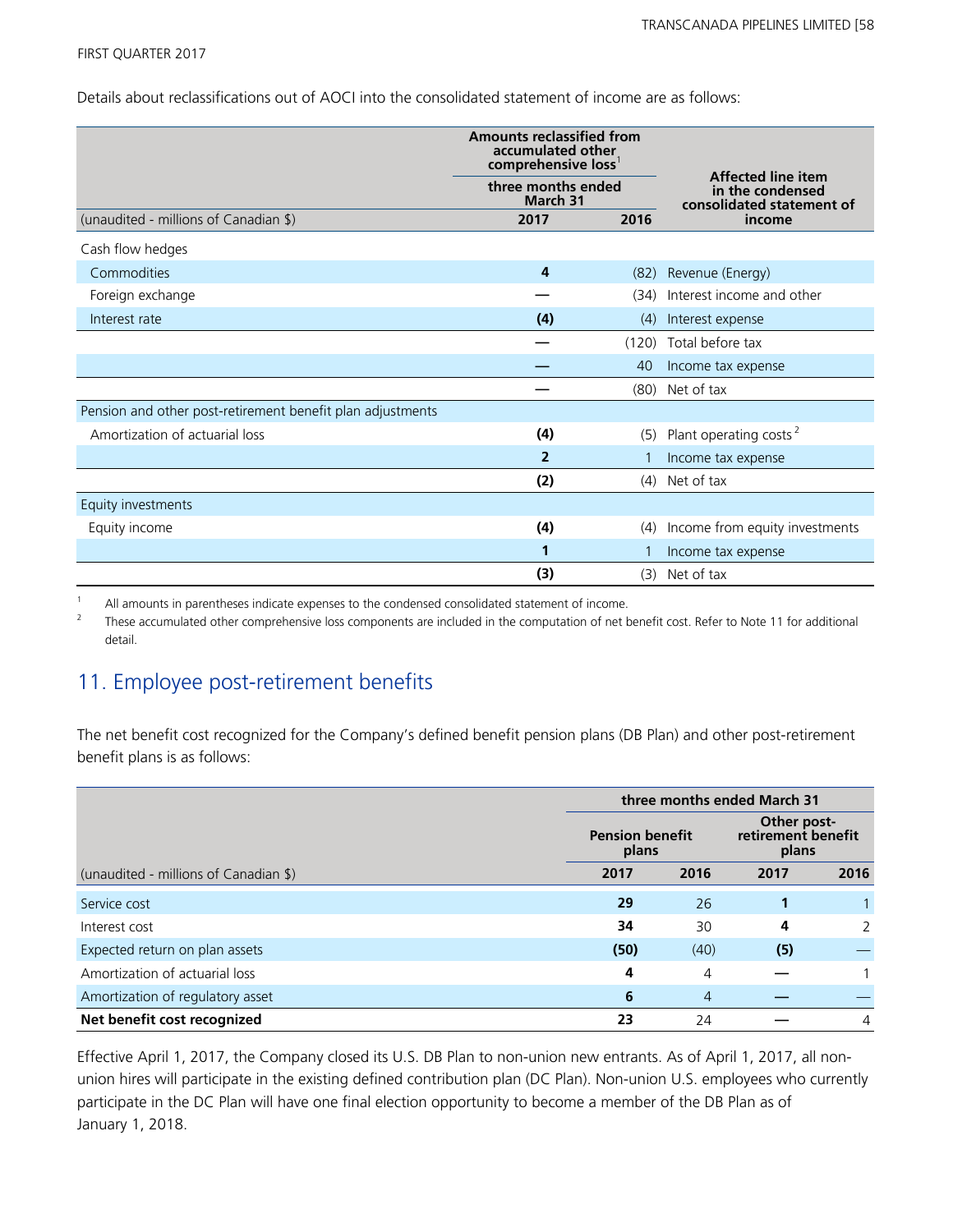Details about reclassifications out of AOCI into the consolidated statement of income are as follows:

| | Amounts reclassified from accumulated other comprehensive loss[1] | | Affected line item in the condensed consolidated statement of income |
|---|---|---|---|
| | three months ended March 31 | | |
| (unaudited - millions of Canadian $) | 2017 | 2016 | |
| Cash flow hedges | | | |
| Commodities | **4** | (82) | Revenue (Energy) |
| Foreign exchange | **—** | (34) | Interest income and other |
| Interest rate | **(4)** | (4) | Interest expense |
| | **—** | (120) | Total before tax |
| | **—** | 40 | Income tax expense |
| | **—** | (80) | Net of tax |
| Pension and other post-retirement benefit plan adjustments | | | |
| Amortization of actuarial loss | **(4)** | (5) | Plant operating costs[2] |
| | **2** | 1 | Income tax expense |
| | **(2)** | (4) | Net of tax |
| Equity investments | | | |
| Equity income | **(4)** | (4) | Income from equity investments |
| | **1** | 1 | Income tax expense |
| | **(3)** | (3) | Net of tax |

1 All amounts in parentheses indicate expenses to the condensed consolidated statement of income.

2 These accumulated other comprehensive loss components are included in the computation of net benefit cost. Refer to Note 11 for additional detail.

## 11. Employee post-retirement benefits

The net benefit cost recognized for the Company's defined benefit pension plans (DB Plan) and other post-retirement benefit plans is as follows:

| | three months ended March 31 | | | |
|---|---|---|---|---|
| | Pension benefit plans | | Other post-retirement benefit plans | |
| (unaudited - millions of Canadian $) | 2017 | 2016 | 2017 | 2016 |
| Service cost | **29** | 26 | **1** | 1 |
| Interest cost | **34** | 30 | **4** | 2 |
| Expected return on plan assets | **(50)** | (40) | **(5)** | — |
| Amortization of actuarial loss | **4** | 4 | **—** | 1 |
| Amortization of regulatory asset | **6** | 4 | **—** | — |
| **Net benefit cost recognized** | **23** | 24 | **—** | 4 |

Effective April 1, 2017, the Company closed its U.S. DB Plan to non-union new entrants. As of April 1, 2017, all non-union hires will participate in the existing defined contribution plan (DC Plan). Non-union U.S. employees who currently participate in the DC Plan will have one final election opportunity to become a member of the DB Plan as of January 1, 2018.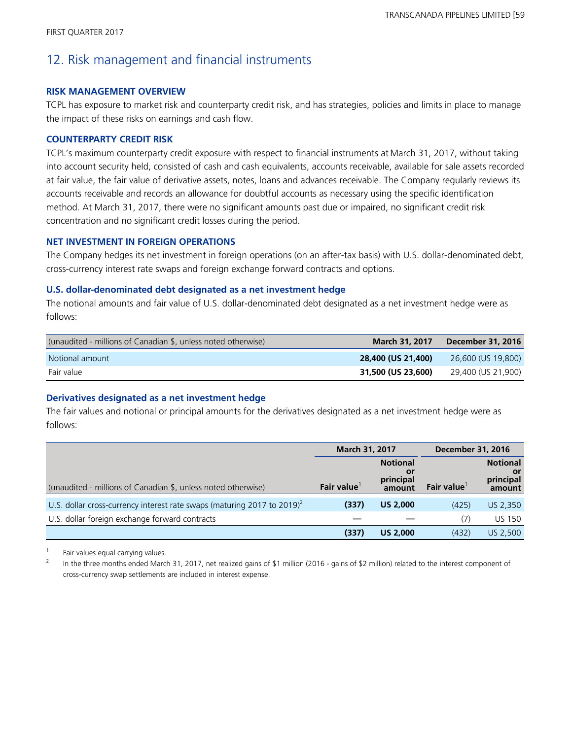# 12. Risk management and financial instruments

### RISK MANAGEMENT OVERVIEW

TCPL has exposure to market risk and counterparty credit risk, and has strategies, policies and limits in place to manage the impact of these risks on earnings and cash flow.

### COUNTERPARTY CREDIT RISK

TCPL's maximum counterparty credit exposure with respect to financial instruments at March 31, 2017, without taking into account security held, consisted of cash and cash equivalents, accounts receivable, available for sale assets recorded at fair value, the fair value of derivative assets, notes, loans and advances receivable. The Company regularly reviews its accounts receivable and records an allowance for doubtful accounts as necessary using the specific identification method. At March 31, 2017, there were no significant amounts past due or impaired, no significant credit risk concentration and no significant credit losses during the period.

### NET INVESTMENT IN FOREIGN OPERATIONS

The Company hedges its net investment in foreign operations (on an after-tax basis) with U.S. dollar-denominated debt, cross-currency interest rate swaps and foreign exchange forward contracts and options.

#### U.S. dollar-denominated debt designated as a net investment hedge

The notional amounts and fair value of U.S. dollar-denominated debt designated as a net investment hedge were as follows:

| (unaudited - millions of Canadian $, unless noted otherwise) | March 31, 2017 | December 31, 2016 |
|---|---|---|
| Notional amount | **28,400 (US 21,400)** | 26,600 (US 19,800) |
| Fair value | **31,500 (US 23,600)** | 29,400 (US 21,900) |

#### Derivatives designated as a net investment hedge

The fair values and notional or principal amounts for the derivatives designated as a net investment hedge were as follows:

| | March 31, 2017 | | December 31, 2016 | |
|---|---|---|---|---|
| (unaudited - millions of Canadian $, unless noted otherwise) | Fair value[1] | Notional or principal amount | Fair value[1] | Notional or principal amount |
| U.S. dollar cross-currency interest rate swaps (maturing 2017 to 2019)[2] | **(337)** | **US 2,000** | (425) | US 2,350 |
| U.S. dollar foreign exchange forward contracts | **—** | **—** | (7) | US 150 |
| | **(337)** | **US 2,000** | (432) | US 2,500 |

1 Fair values equal carrying values.

2 In the three months ended March 31, 2017, net realized gains of $1 million (2016 - gains of $2 million) related to the interest component of cross-currency swap settlements are included in interest expense.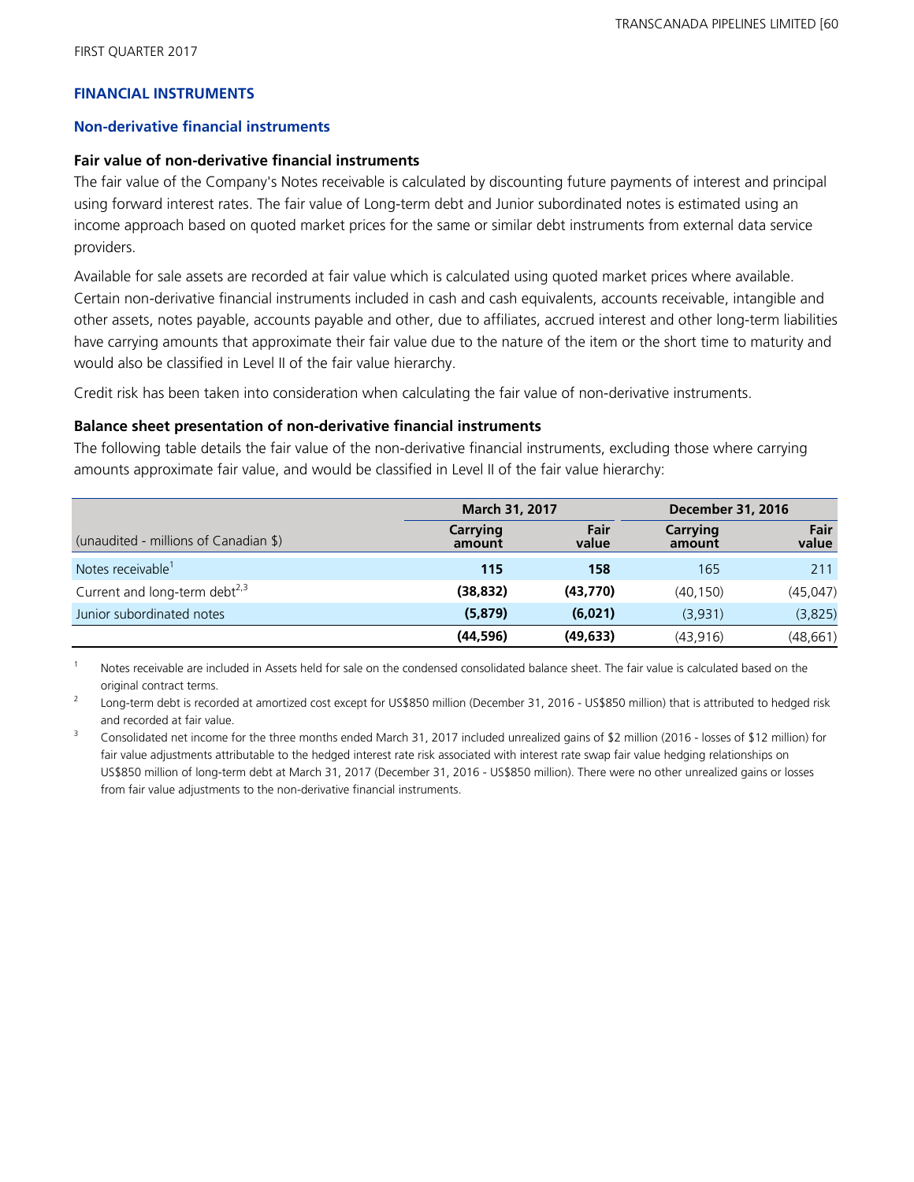## FINANCIAL INSTRUMENTS

### Non-derivative financial instruments

#### Fair value of non-derivative financial instruments

The fair value of the Company's Notes receivable is calculated by discounting future payments of interest and principal using forward interest rates. The fair value of Long-term debt and Junior subordinated notes is estimated using an income approach based on quoted market prices for the same or similar debt instruments from external data service providers.

Available for sale assets are recorded at fair value which is calculated using quoted market prices where available. Certain non-derivative financial instruments included in cash and cash equivalents, accounts receivable, intangible and other assets, notes payable, accounts payable and other, due to affiliates, accrued interest and other long-term liabilities have carrying amounts that approximate their fair value due to the nature of the item or the short time to maturity and would also be classified in Level II of the fair value hierarchy.

Credit risk has been taken into consideration when calculating the fair value of non-derivative instruments.

#### Balance sheet presentation of non-derivative financial instruments

The following table details the fair value of the non-derivative financial instruments, excluding those where carrying amounts approximate fair value, and would be classified in Level II of the fair value hierarchy:

| | March 31, 2017 | | December 31, 2016 | |
|---|---|---|---|---|
| (unaudited - millions of Canadian $) | Carrying amount | Fair value | Carrying amount | Fair value |
| Notes receivable[1] | **115** | **158** | 165 | 211 |
| Current and long-term debt[2,3] | **(38,832)** | **(43,770)** | (40,150) | (45,047) |
| Junior subordinated notes | **(5,879)** | **(6,021)** | (3,931) | (3,825) |
| | **(44,596)** | **(49,633)** | (43,916) | (48,661) |

1 Notes receivable are included in Assets held for sale on the condensed consolidated balance sheet. The fair value is calculated based on the original contract terms.

2 Long-term debt is recorded at amortized cost except for US$850 million (December 31, 2016 - US$850 million) that is attributed to hedged risk and recorded at fair value.

3 Consolidated net income for the three months ended March 31, 2017 included unrealized gains of $2 million (2016 - losses of $12 million) for fair value adjustments attributable to the hedged interest rate risk associated with interest rate swap fair value hedging relationships on US$850 million of long-term debt at March 31, 2017 (December 31, 2016 - US$850 million). There were no other unrealized gains or losses from fair value adjustments to the non-derivative financial instruments.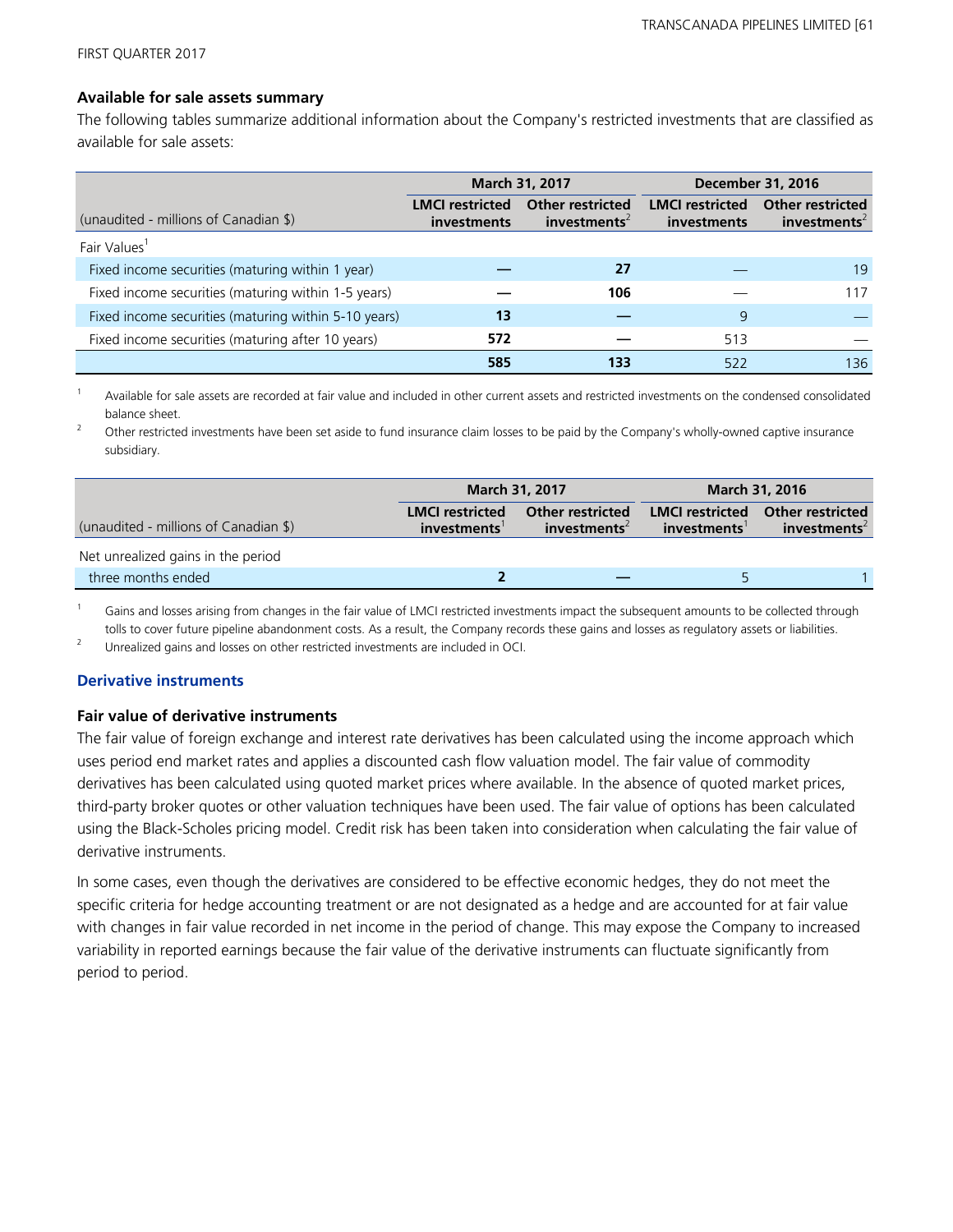### Available for sale assets summary

The following tables summarize additional information about the Company's restricted investments that are classified as available for sale assets:

| (unaudited - millions of Canadian $) | March 31, 2017 | | December 31, 2016 | |
|---|---|---|---|---|
| | LMCI restricted investments | Other restricted investments[2] | LMCI restricted investments | Other restricted investments[2] |
| Fair Values[1] | | | | |
| Fixed income securities (maturing within 1 year) | — | 27 | — | 19 |
| Fixed income securities (maturing within 1-5 years) | — | 106 | — | 117 |
| Fixed income securities (maturing within 5-10 years) | 13 | — | 9 | — |
| Fixed income securities (maturing after 10 years) | 572 | — | 513 | — |
| | 585 | 133 | 522 | 136 |

1. Available for sale assets are recorded at fair value and included in other current assets and restricted investments on the condensed consolidated balance sheet.
2. Other restricted investments have been set aside to fund insurance claim losses to be paid by the Company's wholly-owned captive insurance subsidiary.

| (unaudited - millions of Canadian $) | March 31, 2017 | | March 31, 2016 | |
|---|---|---|---|---|
| | LMCI restricted investments[1] | Other restricted investments[2] | LMCI restricted investments[1] | Other restricted investments[2] |
| Net unrealized gains in the period | | | | |
| three months ended | 2 | — | 5 | 1 |

1. Gains and losses arising from changes in the fair value of LMCI restricted investments impact the subsequent amounts to be collected through tolls to cover future pipeline abandonment costs. As a result, the Company records these gains and losses as regulatory assets or liabilities.
2. Unrealized gains and losses on other restricted investments are included in OCI.

## Derivative instruments

### Fair value of derivative instruments

The fair value of foreign exchange and interest rate derivatives has been calculated using the income approach which uses period end market rates and applies a discounted cash flow valuation model. The fair value of commodity derivatives has been calculated using quoted market prices where available. In the absence of quoted market prices, third-party broker quotes or other valuation techniques have been used. The fair value of options has been calculated using the Black-Scholes pricing model. Credit risk has been taken into consideration when calculating the fair value of derivative instruments.

In some cases, even though the derivatives are considered to be effective economic hedges, they do not meet the specific criteria for hedge accounting treatment or are not designated as a hedge and are accounted for at fair value with changes in fair value recorded in net income in the period of change. This may expose the Company to increased variability in reported earnings because the fair value of the derivative instruments can fluctuate significantly from period to period.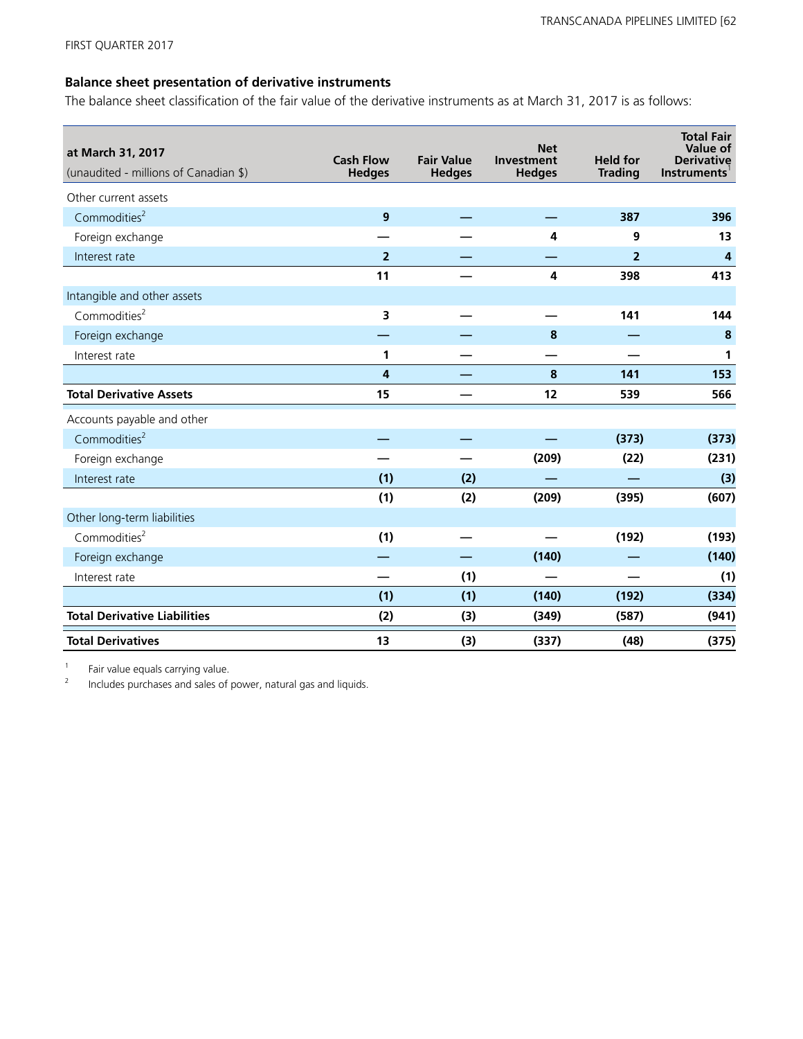## Balance sheet presentation of derivative instruments

The balance sheet classification of the fair value of the derivative instruments as at March 31, 2017 is as follows:

| at March 31, 2017<br>(unaudited - millions of Canadian $) | Cash Flow Hedges | Fair Value Hedges | Net Investment Hedges | Held for Trading | Total Fair Value of Derivative Instruments[1] |
|---|---|---|---|---|---|
| Other current assets | | | | | |
| Commodities[2] | 9 | — | — | 387 | 396 |
| Foreign exchange | — | — | 4 | 9 | 13 |
| Interest rate | 2 | — | — | 2 | 4 |
| | 11 | — | 4 | 398 | 413 |
| Intangible and other assets | | | | | |
| Commodities[2] | 3 | — | — | 141 | 144 |
| Foreign exchange | — | — | 8 | — | 8 |
| Interest rate | 1 | — | — | — | 1 |
| | 4 | — | 8 | 141 | 153 |
| **Total Derivative Assets** | 15 | — | 12 | 539 | 566 |
| Accounts payable and other | | | | | |
| Commodities[2] | — | — | — | (373) | (373) |
| Foreign exchange | — | — | (209) | (22) | (231) |
| Interest rate | (1) | (2) | — | — | (3) |
| | (1) | (2) | (209) | (395) | (607) |
| Other long-term liabilities | | | | | |
| Commodities[2] | (1) | — | — | (192) | (193) |
| Foreign exchange | — | — | (140) | — | (140) |
| Interest rate | — | (1) | — | — | (1) |
| | (1) | (1) | (140) | (192) | (334) |
| **Total Derivative Liabilities** | (2) | (3) | (349) | (587) | (941) |
| **Total Derivatives** | 13 | (3) | (337) | (48) | (375) |

1 Fair value equals carrying value.

2 Includes purchases and sales of power, natural gas and liquids.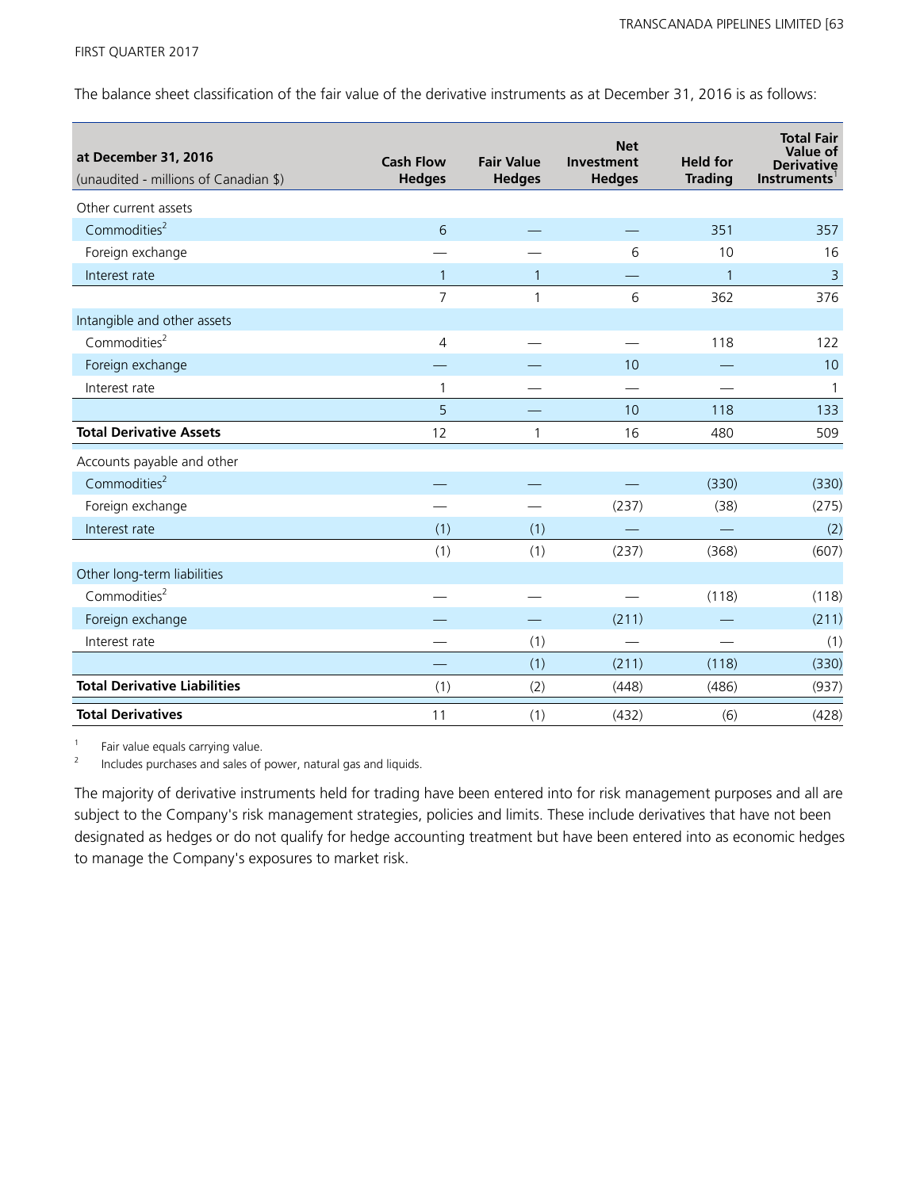The balance sheet classification of the fair value of the derivative instruments as at December 31, 2016 is as follows:

| at December 31, 2016 (unaudited - millions of Canadian $) | Cash Flow Hedges | Fair Value Hedges | Net Investment Hedges | Held for Trading | Total Fair Value of Derivative Instruments[1] |
|---|---|---|---|---|---|
| Other current assets | | | | | |
| Commodities[2] | 6 | — | — | 351 | 357 |
| Foreign exchange | — | — | 6 | 10 | 16 |
| Interest rate | 1 | 1 | — | 1 | 3 |
| | 7 | 1 | 6 | 362 | 376 |
| Intangible and other assets | | | | | |
| Commodities[2] | 4 | — | — | 118 | 122 |
| Foreign exchange | — | — | 10 | — | 10 |
| Interest rate | 1 | — | — | — | 1 |
| | 5 | — | 10 | 118 | 133 |
| **Total Derivative Assets** | 12 | 1 | 16 | 480 | 509 |
| Accounts payable and other | | | | | |
| Commodities[2] | — | — | — | (330) | (330) |
| Foreign exchange | — | — | (237) | (38) | (275) |
| Interest rate | (1) | (1) | — | — | (2) |
| | (1) | (1) | (237) | (368) | (607) |
| Other long-term liabilities | | | | | |
| Commodities[2] | — | — | — | (118) | (118) |
| Foreign exchange | — | — | (211) | — | (211) |
| Interest rate | — | (1) | — | — | (1) |
| | — | (1) | (211) | (118) | (330) |
| **Total Derivative Liabilities** | (1) | (2) | (448) | (486) | (937) |
| **Total Derivatives** | 11 | (1) | (432) | (6) | (428) |

1 Fair value equals carrying value.
2 Includes purchases and sales of power, natural gas and liquids.

The majority of derivative instruments held for trading have been entered into for risk management purposes and all are subject to the Company's risk management strategies, policies and limits. These include derivatives that have not been designated as hedges or do not qualify for hedge accounting treatment but have been entered into as economic hedges to manage the Company's exposures to market risk.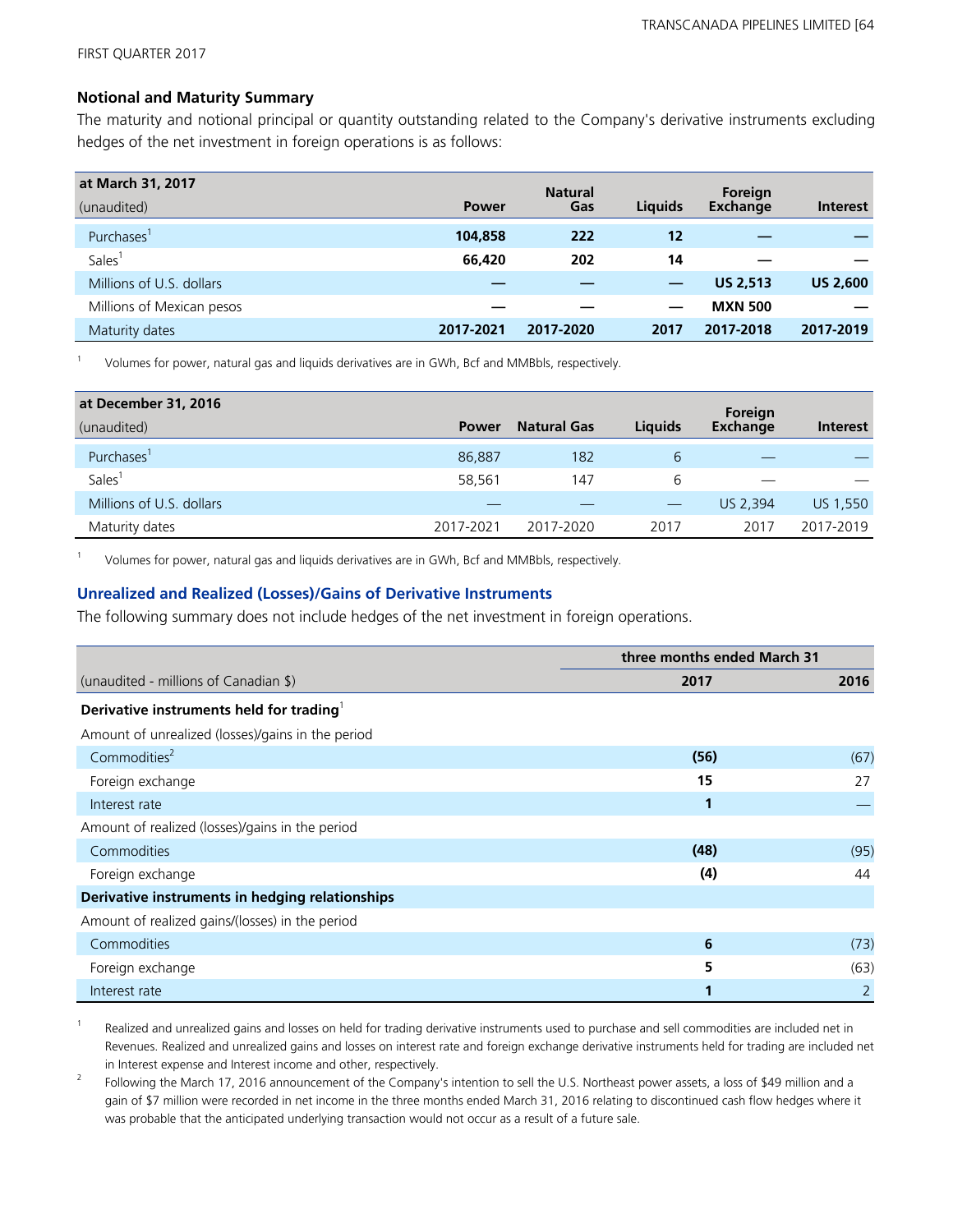### Notional and Maturity Summary

The maturity and notional principal or quantity outstanding related to the Company's derivative instruments excluding hedges of the net investment in foreign operations is as follows:

| at March 31, 2017 (unaudited) | Power | Natural Gas | Liquids | Foreign Exchange | Interest |
|---|---|---|---|---|---|
| Purchases[1] | **104,858** | **222** | **12** | **—** | **—** |
| Sales[1] | **66,420** | **202** | **14** | **—** | **—** |
| Millions of U.S. dollars | **—** | **—** | **—** | **US 2,513** | **US 2,600** |
| Millions of Mexican pesos | **—** | **—** | **—** | **MXN 500** | **—** |
| Maturity dates | **2017-2021** | **2017-2020** | **2017** | **2017-2018** | **2017-2019** |

1 Volumes for power, natural gas and liquids derivatives are in GWh, Bcf and MMBbls, respectively.

| at December 31, 2016 (unaudited) | Power | Natural Gas | Liquids | Foreign Exchange | Interest |
|---|---|---|---|---|---|
| Purchases[1] | 86,887 | 182 | 6 | — | — |
| Sales[1] | 58,561 | 147 | 6 | — | — |
| Millions of U.S. dollars | — | — | — | US 2,394 | US 1,550 |
| Maturity dates | 2017-2021 | 2017-2020 | 2017 | 2017 | 2017-2019 |

1 Volumes for power, natural gas and liquids derivatives are in GWh, Bcf and MMBbls, respectively.

## Unrealized and Realized (Losses)/Gains of Derivative Instruments

The following summary does not include hedges of the net investment in foreign operations.

| | three months ended March 31 | |
|---|---|---|
| (unaudited - millions of Canadian $) | 2017 | 2016 |
| **Derivative instruments held for trading**[1] | | |
| Amount of unrealized (losses)/gains in the period | | |
| Commodities[2] | **(56)** | (67) |
| Foreign exchange | **15** | 27 |
| Interest rate | **1** | — |
| Amount of realized (losses)/gains in the period | | |
| Commodities | **(48)** | (95) |
| Foreign exchange | **(4)** | 44 |
| **Derivative instruments in hedging relationships** | | |
| Amount of realized gains/(losses) in the period | | |
| Commodities | **6** | (73) |
| Foreign exchange | **5** | (63) |
| Interest rate | **1** | 2 |

1 Realized and unrealized gains and losses on held for trading derivative instruments used to purchase and sell commodities are included net in Revenues. Realized and unrealized gains and losses on interest rate and foreign exchange derivative instruments held for trading are included net in Interest expense and Interest income and other, respectively.

2 Following the March 17, 2016 announcement of the Company's intention to sell the U.S. Northeast power assets, a loss of $49 million and a gain of $7 million were recorded in net income in the three months ended March 31, 2016 relating to discontinued cash flow hedges where it was probable that the anticipated underlying transaction would not occur as a result of a future sale.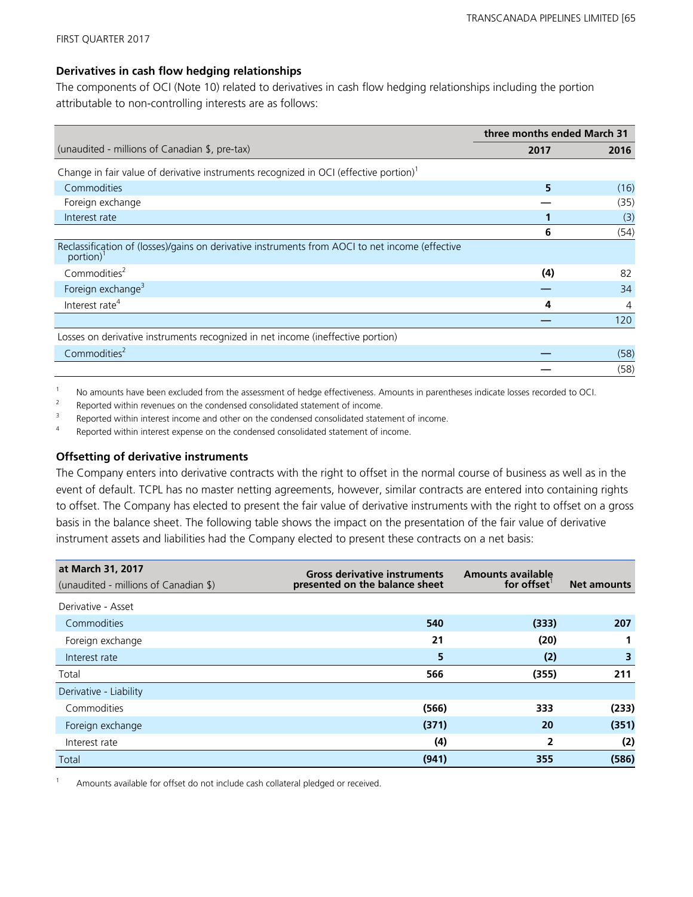### Derivatives in cash flow hedging relationships

The components of OCI (Note 10) related to derivatives in cash flow hedging relationships including the portion attributable to non-controlling interests are as follows:

| | three months ended March 31 | |
|---|---|---|
| (unaudited - millions of Canadian $, pre-tax) | **2017** | **2016** |
| Change in fair value of derivative instruments recognized in OCI (effective portion)[1] | | |
| Commodities | **5** | (16) |
| Foreign exchange | **—** | (35) |
| Interest rate | **1** | (3) |
| | **6** | (54) |
| Reclassification of (losses)/gains on derivative instruments from AOCI to net income (effective portion)[1] | | |
| Commodities[2] | **(4)** | 82 |
| Foreign exchange[3] | **—** | 34 |
| Interest rate[4] | **4** | 4 |
| | **—** | 120 |
| Losses on derivative instruments recognized in net income (ineffective portion) | | |
| Commodities[2] | **—** | (58) |
| | **—** | (58) |

1 No amounts have been excluded from the assessment of hedge effectiveness. Amounts in parentheses indicate losses recorded to OCI.
2 Reported within revenues on the condensed consolidated statement of income.
3 Reported within interest income and other on the condensed consolidated statement of income.
4 Reported within interest expense on the condensed consolidated statement of income.

### Offsetting of derivative instruments

The Company enters into derivative contracts with the right to offset in the normal course of business as well as in the event of default. TCPL has no master netting agreements, however, similar contracts are entered into containing rights to offset. The Company has elected to present the fair value of derivative instruments with the right to offset on a gross basis in the balance sheet. The following table shows the impact on the presentation of the fair value of derivative instrument assets and liabilities had the Company elected to present these contracts on a net basis:

| **at March 31, 2017** (unaudited - millions of Canadian $) | Gross derivative instruments presented on the balance sheet | Amounts available for offset[1] | Net amounts |
|---|---|---|---|
| Derivative - Asset | | | |
| Commodities | **540** | **(333)** | **207** |
| Foreign exchange | **21** | **(20)** | **1** |
| Interest rate | **5** | **(2)** | **3** |
| Total | **566** | **(355)** | **211** |
| Derivative - Liability | | | |
| Commodities | **(566)** | **333** | **(233)** |
| Foreign exchange | **(371)** | **20** | **(351)** |
| Interest rate | **(4)** | **2** | **(2)** |
| Total | **(941)** | **355** | **(586)** |

1 Amounts available for offset do not include cash collateral pledged or received.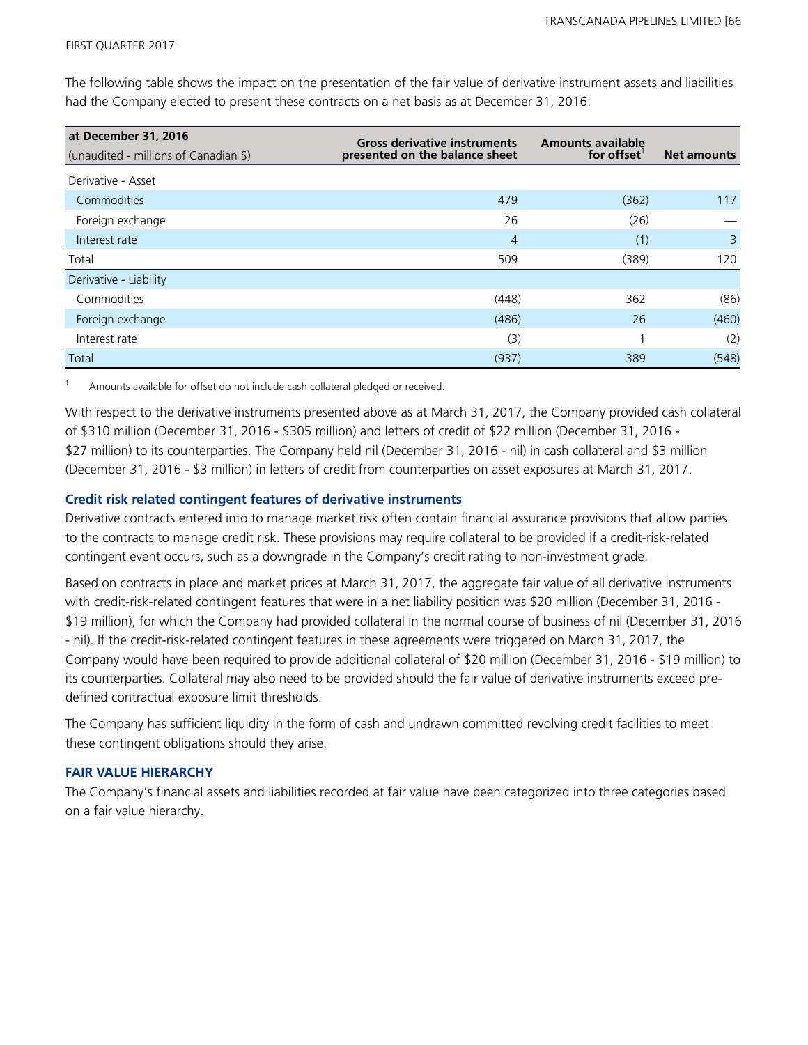The following table shows the impact on the presentation of the fair value of derivative instrument assets and liabilities had the Company elected to present these contracts on a net basis as at December 31, 2016:

| at December 31, 2016<br>(unaudited - millions of Canadian $) | Gross derivative instruments presented on the balance sheet | Amounts available for offset[1] | Net amounts |
|---|---|---|---|
| Derivative - Asset | | | |
| Commodities | 479 | (362) | 117 |
| Foreign exchange | 26 | (26) | — |
| Interest rate | 4 | (1) | 3 |
| Total | 509 | (389) | 120 |
| Derivative - Liability | | | |
| Commodities | (448) | 362 | (86) |
| Foreign exchange | (486) | 26 | (460) |
| Interest rate | (3) | 1 | (2) |
| Total | (937) | 389 | (548) |

1 Amounts available for offset do not include cash collateral pledged or received.

With respect to the derivative instruments presented above as at March 31, 2017, the Company provided cash collateral of $310 million (December 31, 2016 - $305 million) and letters of credit of $22 million (December 31, 2016 - $27 million) to its counterparties. The Company held nil (December 31, 2016 - nil) in cash collateral and $3 million (December 31, 2016 - $3 million) in letters of credit from counterparties on asset exposures at March 31, 2017.

### Credit risk related contingent features of derivative instruments

Derivative contracts entered into to manage market risk often contain financial assurance provisions that allow parties to the contracts to manage credit risk. These provisions may require collateral to be provided if a credit-risk-related contingent event occurs, such as a downgrade in the Company's credit rating to non-investment grade.

Based on contracts in place and market prices at March 31, 2017, the aggregate fair value of all derivative instruments with credit-risk-related contingent features that were in a net liability position was $20 million (December 31, 2016 - $19 million), for which the Company had provided collateral in the normal course of business of nil (December 31, 2016 - nil). If the credit-risk-related contingent features in these agreements were triggered on March 31, 2017, the Company would have been required to provide additional collateral of $20 million (December 31, 2016 - $19 million) to its counterparties. Collateral may also need to be provided should the fair value of derivative instruments exceed pre-defined contractual exposure limit thresholds.

The Company has sufficient liquidity in the form of cash and undrawn committed revolving credit facilities to meet these contingent obligations should they arise.

### FAIR VALUE HIERARCHY

The Company's financial assets and liabilities recorded at fair value have been categorized into three categories based on a fair value hierarchy.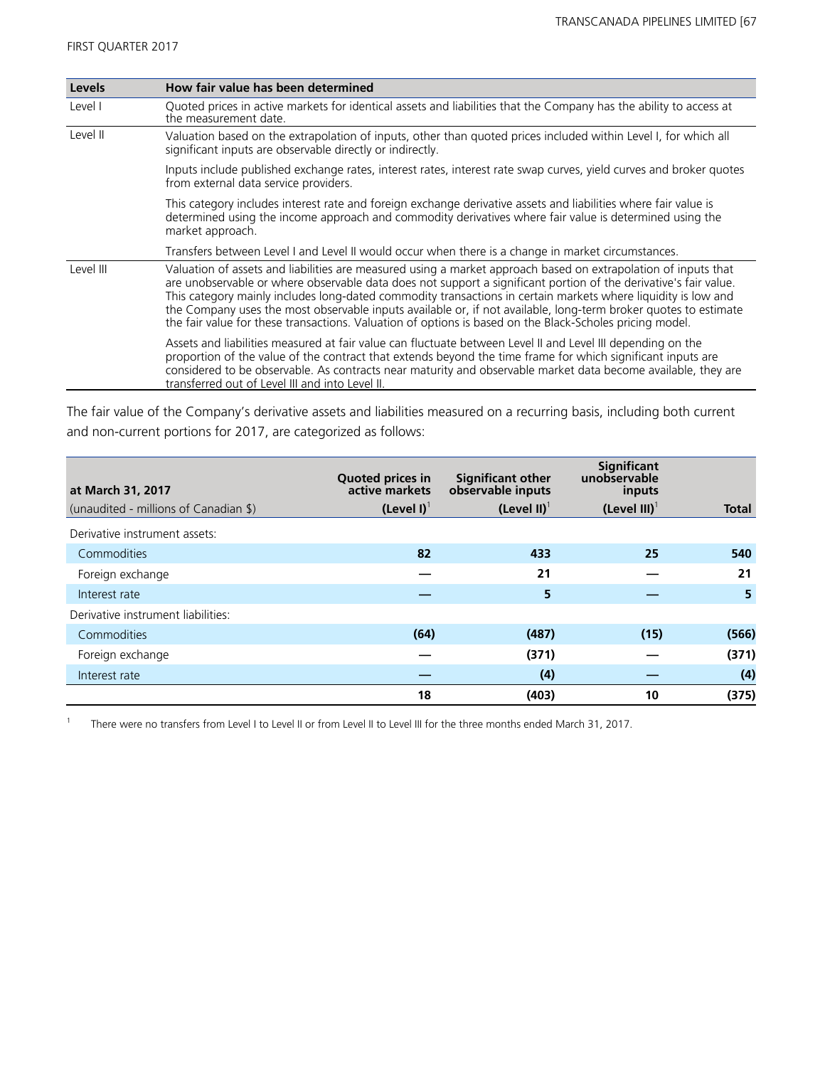| Levels | How fair value has been determined |
|---|---|
| Level I | Quoted prices in active markets for identical assets and liabilities that the Company has the ability to access at the measurement date. |
| Level II | Valuation based on the extrapolation of inputs, other than quoted prices included within Level I, for which all significant inputs are observable directly or indirectly. |
| | Inputs include published exchange rates, interest rates, interest rate swap curves, yield curves and broker quotes from external data service providers. |
| | This category includes interest rate and foreign exchange derivative assets and liabilities where fair value is determined using the income approach and commodity derivatives where fair value is determined using the market approach. |
| | Transfers between Level I and Level II would occur when there is a change in market circumstances. |
| Level III | Valuation of assets and liabilities are measured using a market approach based on extrapolation of inputs that are unobservable or where observable data does not support a significant portion of the derivative's fair value. This category mainly includes long-dated commodity transactions in certain markets where liquidity is low and the Company uses the most observable inputs available or, if not available, long-term broker quotes to estimate the fair value for these transactions. Valuation of options is based on the Black-Scholes pricing model. |
| | Assets and liabilities measured at fair value can fluctuate between Level II and Level III depending on the proportion of the value of the contract that extends beyond the time frame for which significant inputs are considered to be observable. As contracts near maturity and observable market data become available, they are transferred out of Level III and into Level II. |

The fair value of the Company's derivative assets and liabilities measured on a recurring basis, including both current and non-current portions for 2017, are categorized as follows:

| at March 31, 2017<br>(unaudited - millions of Canadian $) | Quoted prices in active markets<br>(Level I)[1] | Significant other observable inputs<br>(Level II)[1] | Significant unobservable inputs<br>(Level III)[1] | Total |
|---|---|---|---|---|
| Derivative instrument assets: | | | | |
| Commodities | 82 | 433 | 25 | 540 |
| Foreign exchange | — | 21 | — | 21 |
| Interest rate | — | 5 | — | 5 |
| Derivative instrument liabilities: | | | | |
| Commodities | (64) | (487) | (15) | (566) |
| Foreign exchange | — | (371) | — | (371) |
| Interest rate | — | (4) | — | (4) |
| | 18 | (403) | 10 | (375) |

1 There were no transfers from Level I to Level II or from Level II to Level III for the three months ended March 31, 2017.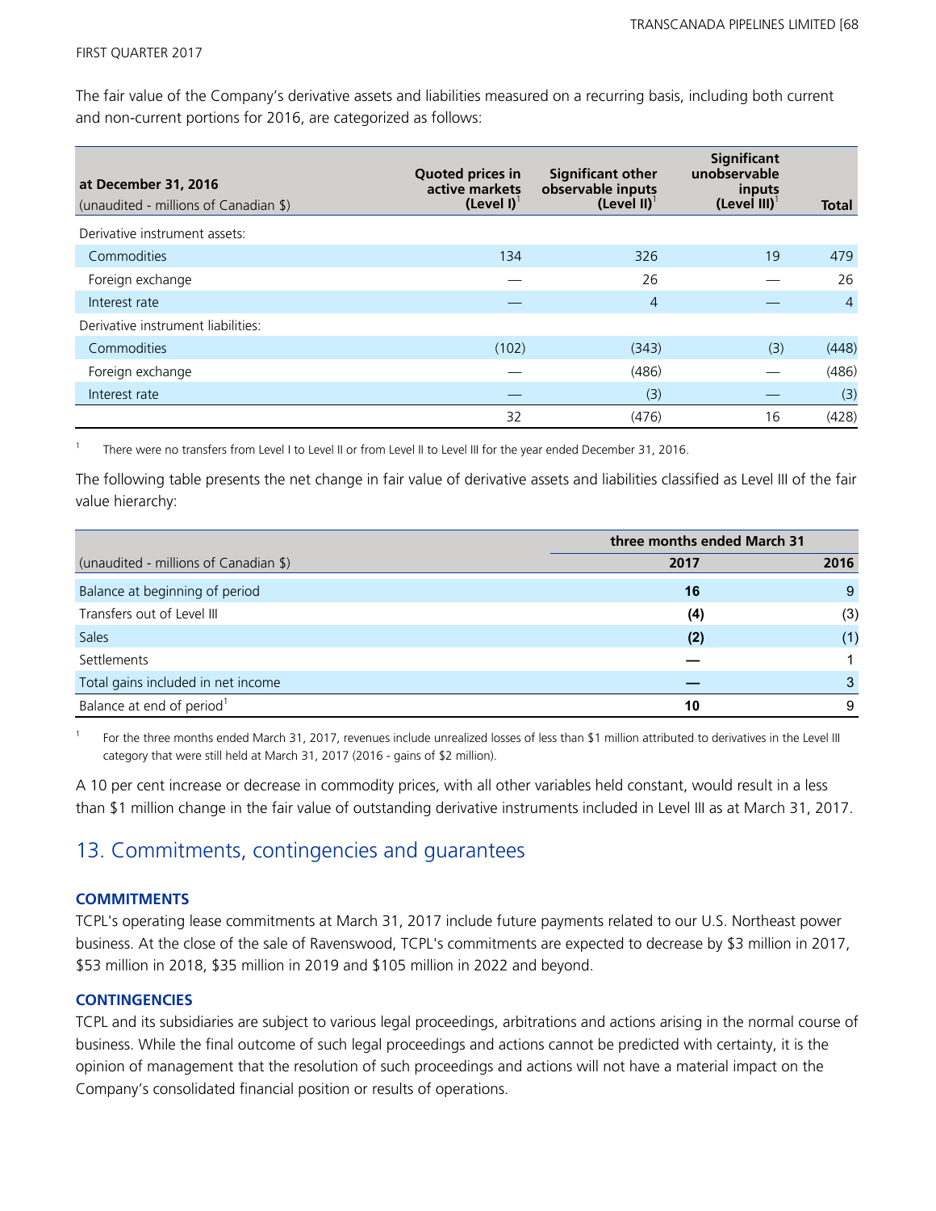The fair value of the Company's derivative assets and liabilities measured on a recurring basis, including both current and non-current portions for 2016, are categorized as follows:

| at December 31, 2016<br>(unaudited - millions of Canadian $) | Quoted prices in active markets (Level I)[1] | Significant other observable inputs (Level II)[1] | Significant unobservable inputs (Level III)[1] | Total |
|---|---|---|---|---|
| Derivative instrument assets: | | | | |
| Commodities | 134 | 326 | 19 | 479 |
| Foreign exchange | — | 26 | — | 26 |
| Interest rate | — | 4 | — | 4 |
| Derivative instrument liabilities: | | | | |
| Commodities | (102) | (343) | (3) | (448) |
| Foreign exchange | — | (486) | — | (486) |
| Interest rate | — | (3) | — | (3) |
| | 32 | (476) | 16 | (428) |

1 There were no transfers from Level I to Level II or from Level II to Level III for the year ended December 31, 2016.

The following table presents the net change in fair value of derivative assets and liabilities classified as Level III of the fair value hierarchy:

| | three months ended March 31 | |
|---|---|---|
| (unaudited - millions of Canadian $) | **2017** | 2016 |
| Balance at beginning of period | **16** | 9 |
| Transfers out of Level III | **(4)** | (3) |
| Sales | **(2)** | (1) |
| Settlements | **—** | 1 |
| Total gains included in net income | **—** | 3 |
| Balance at end of period[1] | **10** | 9 |

1 For the three months ended March 31, 2017, revenues include unrealized losses of less than $1 million attributed to derivatives in the Level III category that were still held at March 31, 2017 (2016 - gains of $2 million).

A 10 per cent increase or decrease in commodity prices, with all other variables held constant, would result in a less than $1 million change in the fair value of outstanding derivative instruments included in Level III as at March 31, 2017.

## 13. Commitments, contingencies and guarantees

### COMMITMENTS

TCPL's operating lease commitments at March 31, 2017 include future payments related to our U.S. Northeast power business. At the close of the sale of Ravenswood, TCPL's commitments are expected to decrease by $3 million in 2017, $53 million in 2018, $35 million in 2019 and $105 million in 2022 and beyond.

### CONTINGENCIES

TCPL and its subsidiaries are subject to various legal proceedings, arbitrations and actions arising in the normal course of business. While the final outcome of such legal proceedings and actions cannot be predicted with certainty, it is the opinion of management that the resolution of such proceedings and actions will not have a material impact on the Company's consolidated financial position or results of operations.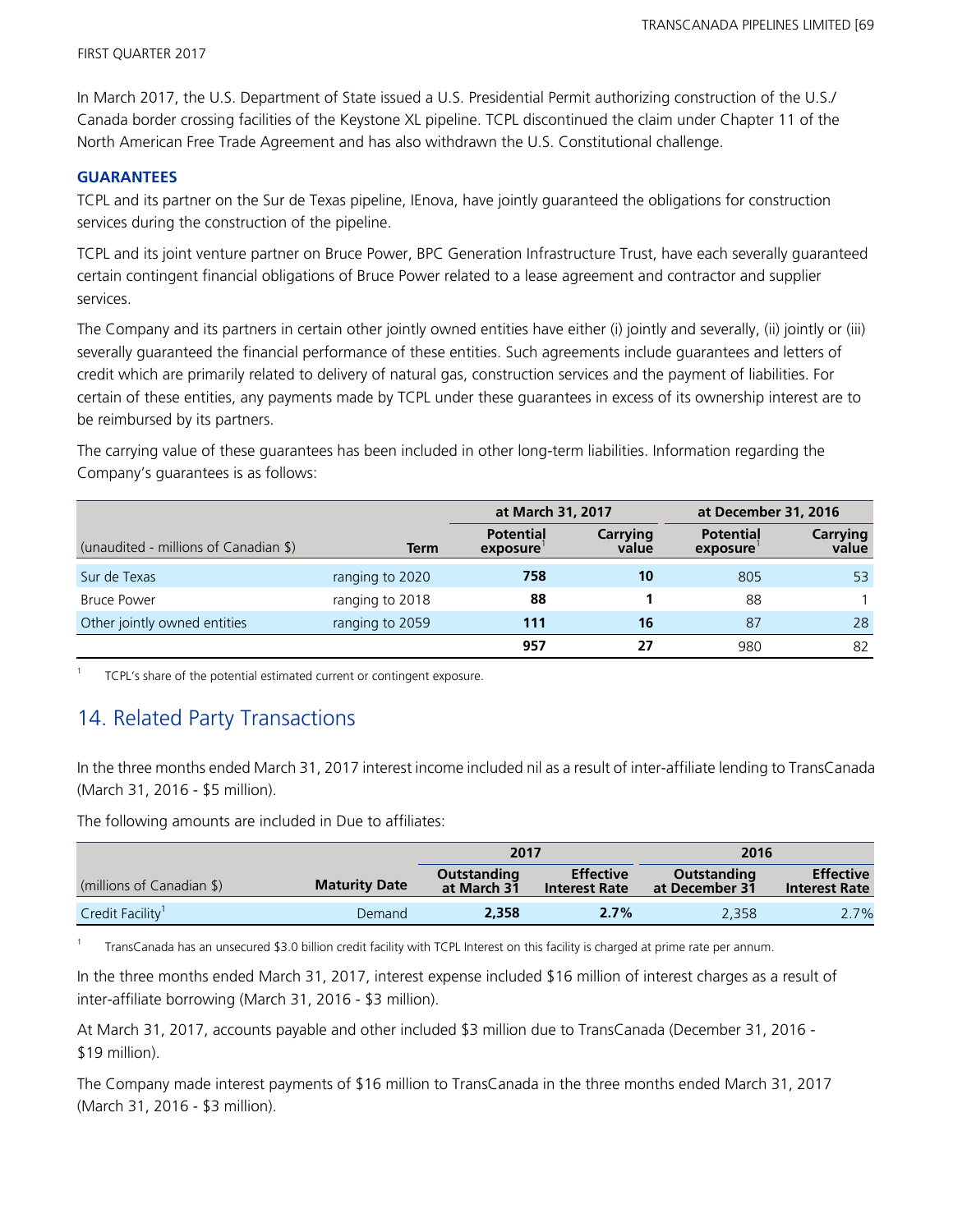In March 2017, the U.S. Department of State issued a U.S. Presidential Permit authorizing construction of the U.S./ Canada border crossing facilities of the Keystone XL pipeline. TCPL discontinued the claim under Chapter 11 of the North American Free Trade Agreement and has also withdrawn the U.S. Constitutional challenge.

### GUARANTEES

TCPL and its partner on the Sur de Texas pipeline, IEnova, have jointly guaranteed the obligations for construction services during the construction of the pipeline.

TCPL and its joint venture partner on Bruce Power, BPC Generation Infrastructure Trust, have each severally guaranteed certain contingent financial obligations of Bruce Power related to a lease agreement and contractor and supplier services.

The Company and its partners in certain other jointly owned entities have either (i) jointly and severally, (ii) jointly or (iii) severally guaranteed the financial performance of these entities. Such agreements include guarantees and letters of credit which are primarily related to delivery of natural gas, construction services and the payment of liabilities. For certain of these entities, any payments made by TCPL under these guarantees in excess of its ownership interest are to be reimbursed by its partners.

The carrying value of these guarantees has been included in other long-term liabilities. Information regarding the Company's guarantees is as follows:

| | | at March 31, 2017 | | at December 31, 2016 | |
|---|---|---|---|---|---|
| (unaudited - millions of Canadian $) | Term | Potential exposure[1] | Carrying value | Potential exposure[1] | Carrying value |
| Sur de Texas | ranging to 2020 | **758** | **10** | 805 | 53 |
| Bruce Power | ranging to 2018 | **88** | **1** | 88 | 1 |
| Other jointly owned entities | ranging to 2059 | **111** | **16** | 87 | 28 |
| | | **957** | **27** | 980 | 82 |

[1] TCPL's share of the potential estimated current or contingent exposure.

## 14. Related Party Transactions

In the three months ended March 31, 2017 interest income included nil as a result of inter-affiliate lending to TransCanada (March 31, 2016 - $5 million).

The following amounts are included in Due to affiliates:

| | | 2017 | | 2016 | |
|---|---|---|---|---|---|
| (millions of Canadian $) | Maturity Date | Outstanding at March 31 | Effective Interest Rate | Outstanding at December 31 | Effective Interest Rate |
| Credit Facility[1] | Demand | **2,358** | **2.7%** | 2,358 | 2.7% |

[1] TransCanada has an unsecured $3.0 billion credit facility with TCPL Interest on this facility is charged at prime rate per annum.

In the three months ended March 31, 2017, interest expense included $16 million of interest charges as a result of inter-affiliate borrowing (March 31, 2016 - $3 million).

At March 31, 2017, accounts payable and other included $3 million due to TransCanada (December 31, 2016 - $19 million).

The Company made interest payments of $16 million to TransCanada in the three months ended March 31, 2017 (March 31, 2016 - $3 million).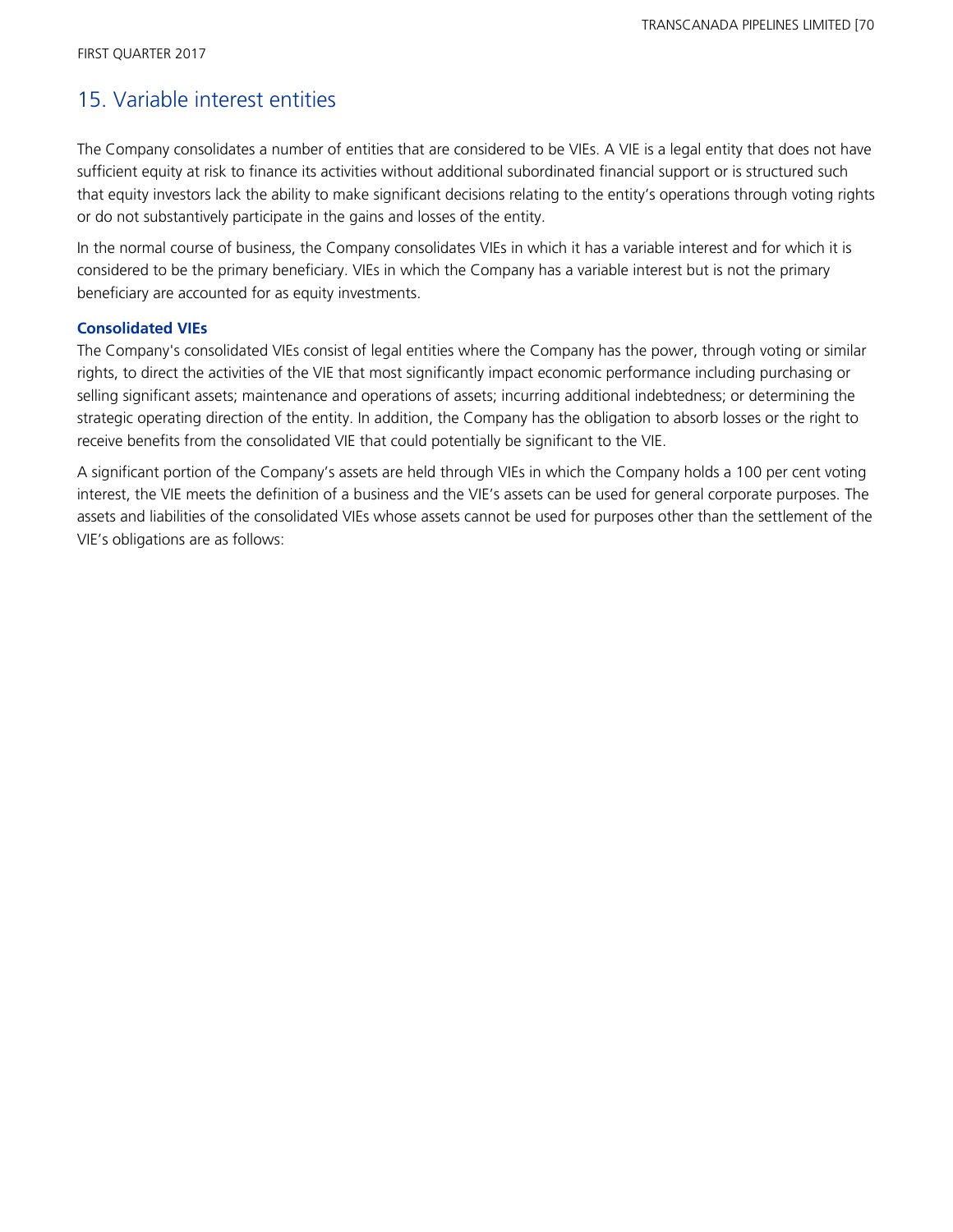## 15. Variable interest entities

The Company consolidates a number of entities that are considered to be VIEs. A VIE is a legal entity that does not have sufficient equity at risk to finance its activities without additional subordinated financial support or is structured such that equity investors lack the ability to make significant decisions relating to the entity's operations through voting rights or do not substantively participate in the gains and losses of the entity.

In the normal course of business, the Company consolidates VIEs in which it has a variable interest and for which it is considered to be the primary beneficiary. VIEs in which the Company has a variable interest but is not the primary beneficiary are accounted for as equity investments.

### Consolidated VIEs

The Company's consolidated VIEs consist of legal entities where the Company has the power, through voting or similar rights, to direct the activities of the VIE that most significantly impact economic performance including purchasing or selling significant assets; maintenance and operations of assets; incurring additional indebtedness; or determining the strategic operating direction of the entity. In addition, the Company has the obligation to absorb losses or the right to receive benefits from the consolidated VIE that could potentially be significant to the VIE.

A significant portion of the Company's assets are held through VIEs in which the Company holds a 100 per cent voting interest, the VIE meets the definition of a business and the VIE's assets can be used for general corporate purposes. The assets and liabilities of the consolidated VIEs whose assets cannot be used for purposes other than the settlement of the VIE's obligations are as follows: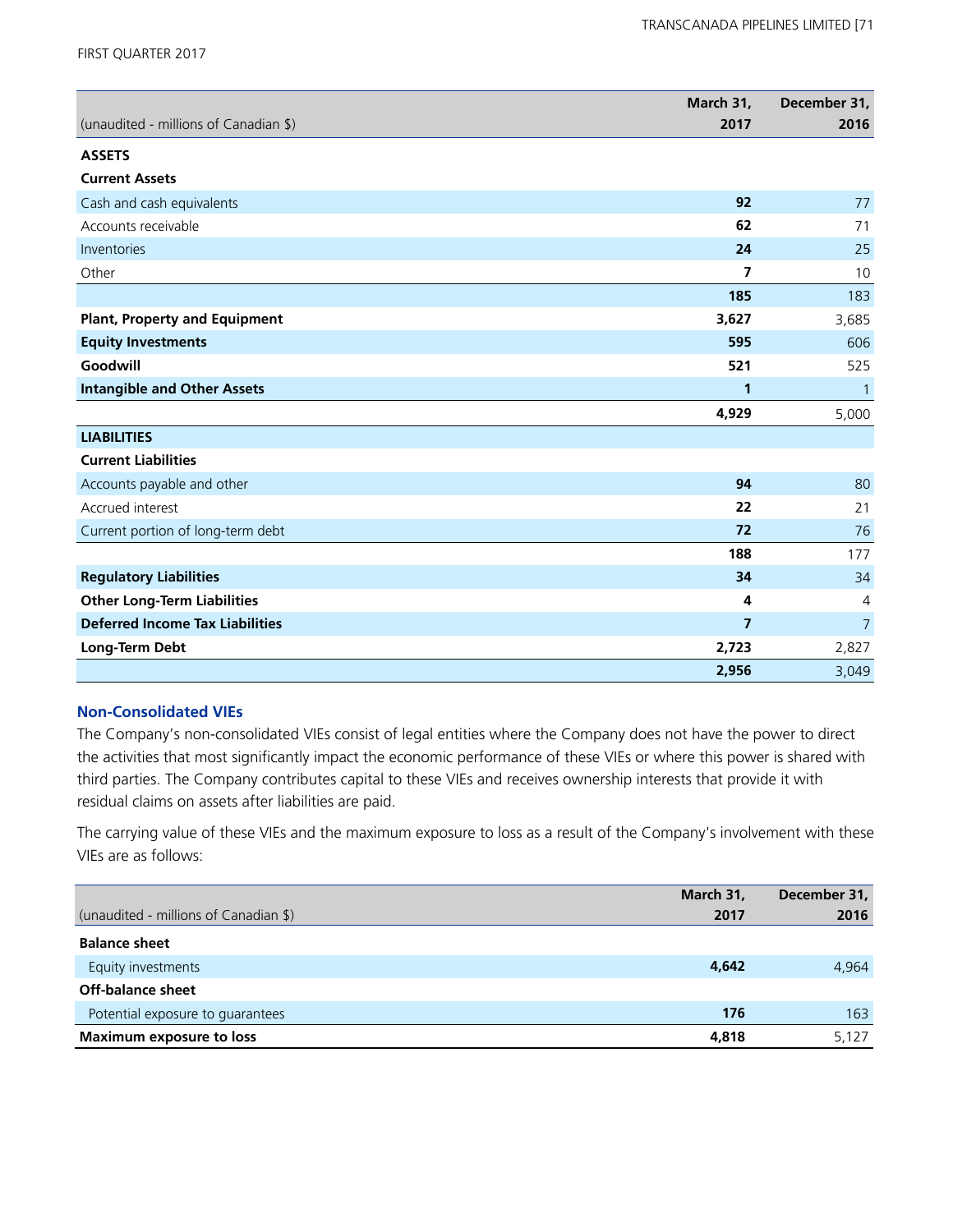| (unaudited - millions of Canadian $) | March 31, 2017 | December 31, 2016 |
|---|---|---|
| **ASSETS** | | |
| **Current Assets** | | |
| Cash and cash equivalents | **92** | 77 |
| Accounts receivable | **62** | 71 |
| Inventories | **24** | 25 |
| Other | **7** | 10 |
| | **185** | 183 |
| **Plant, Property and Equipment** | **3,627** | 3,685 |
| **Equity Investments** | **595** | 606 |
| **Goodwill** | **521** | 525 |
| **Intangible and Other Assets** | **1** | 1 |
| | **4,929** | 5,000 |
| **LIABILITIES** | | |
| **Current Liabilities** | | |
| Accounts payable and other | **94** | 80 |
| Accrued interest | **22** | 21 |
| Current portion of long-term debt | **72** | 76 |
| | **188** | 177 |
| **Regulatory Liabilities** | **34** | 34 |
| **Other Long-Term Liabilities** | **4** | 4 |
| **Deferred Income Tax Liabilities** | **7** | 7 |
| **Long-Term Debt** | **2,723** | 2,827 |
| | **2,956** | 3,049 |

### Non-Consolidated VIEs

The Company's non-consolidated VIEs consist of legal entities where the Company does not have the power to direct the activities that most significantly impact the economic performance of these VIEs or where this power is shared with third parties. The Company contributes capital to these VIEs and receives ownership interests that provide it with residual claims on assets after liabilities are paid.

The carrying value of these VIEs and the maximum exposure to loss as a result of the Company's involvement with these VIEs are as follows:

| (unaudited - millions of Canadian $) | March 31, 2017 | December 31, 2016 |
|---|---|---|
| **Balance sheet** | | |
| Equity investments | **4,642** | 4,964 |
| **Off-balance sheet** | | |
| Potential exposure to guarantees | **176** | 163 |
| **Maximum exposure to loss** | **4,818** | 5,127 |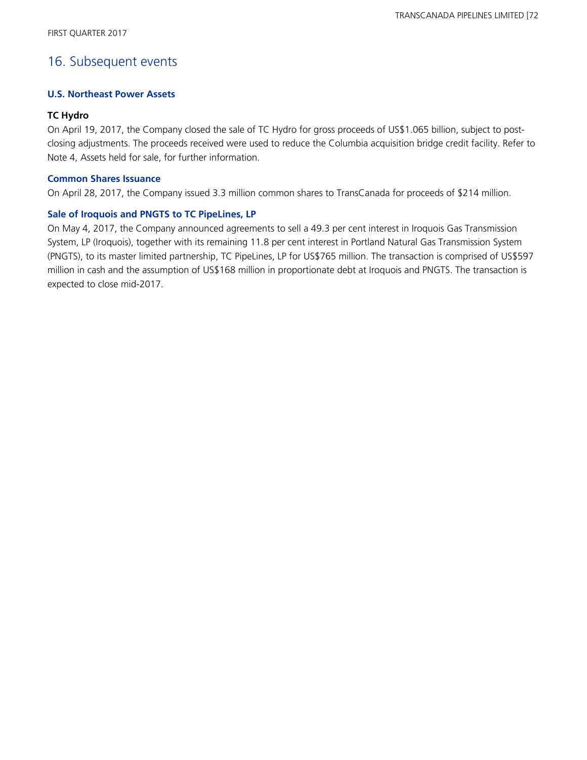## 16. Subsequent events

### U.S. Northeast Power Assets

**TC Hydro**

On April 19, 2017, the Company closed the sale of TC Hydro for gross proceeds of US$1.065 billion, subject to post-closing adjustments. The proceeds received were used to reduce the Columbia acquisition bridge credit facility. Refer to Note 4, Assets held for sale, for further information.

### Common Shares Issuance

On April 28, 2017, the Company issued 3.3 million common shares to TransCanada for proceeds of $214 million.

### Sale of Iroquois and PNGTS to TC PipeLines, LP

On May 4, 2017, the Company announced agreements to sell a 49.3 per cent interest in Iroquois Gas Transmission System, LP (Iroquois), together with its remaining 11.8 per cent interest in Portland Natural Gas Transmission System (PNGTS), to its master limited partnership, TC PipeLines, LP for US$765 million. The transaction is comprised of US$597 million in cash and the assumption of US$168 million in proportionate debt at Iroquois and PNGTS. The transaction is expected to close mid-2017.